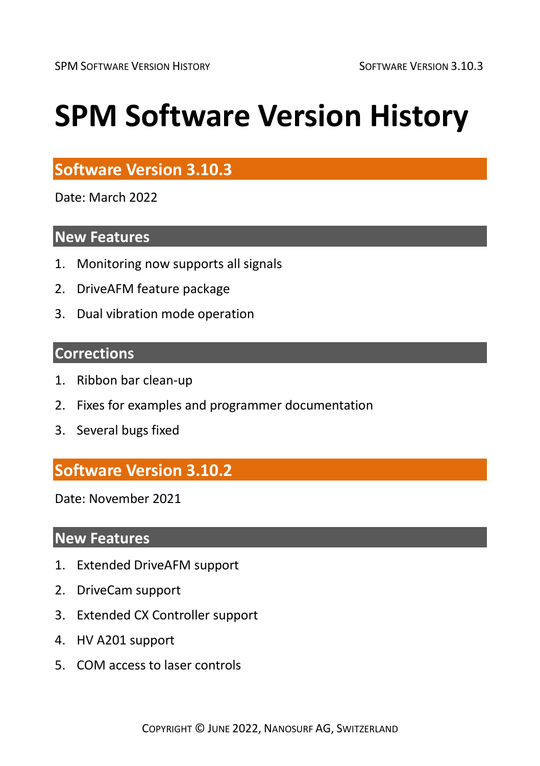# SPM Software Version History

## Software Version 3.10.3

Date: March 2022

### New Features

1. Monitoring now supports all signals
2. DriveAFM feature package
3. Dual vibration mode operation

### Corrections

1. Ribbon bar clean-up
2. Fixes for examples and programmer documentation
3. Several bugs fixed

## Software Version 3.10.2

Date: November 2021

### New Features

1. Extended DriveAFM support
2. DriveCam support
3. Extended CX Controller support
4. HV A201 support
5. COM access to laser controls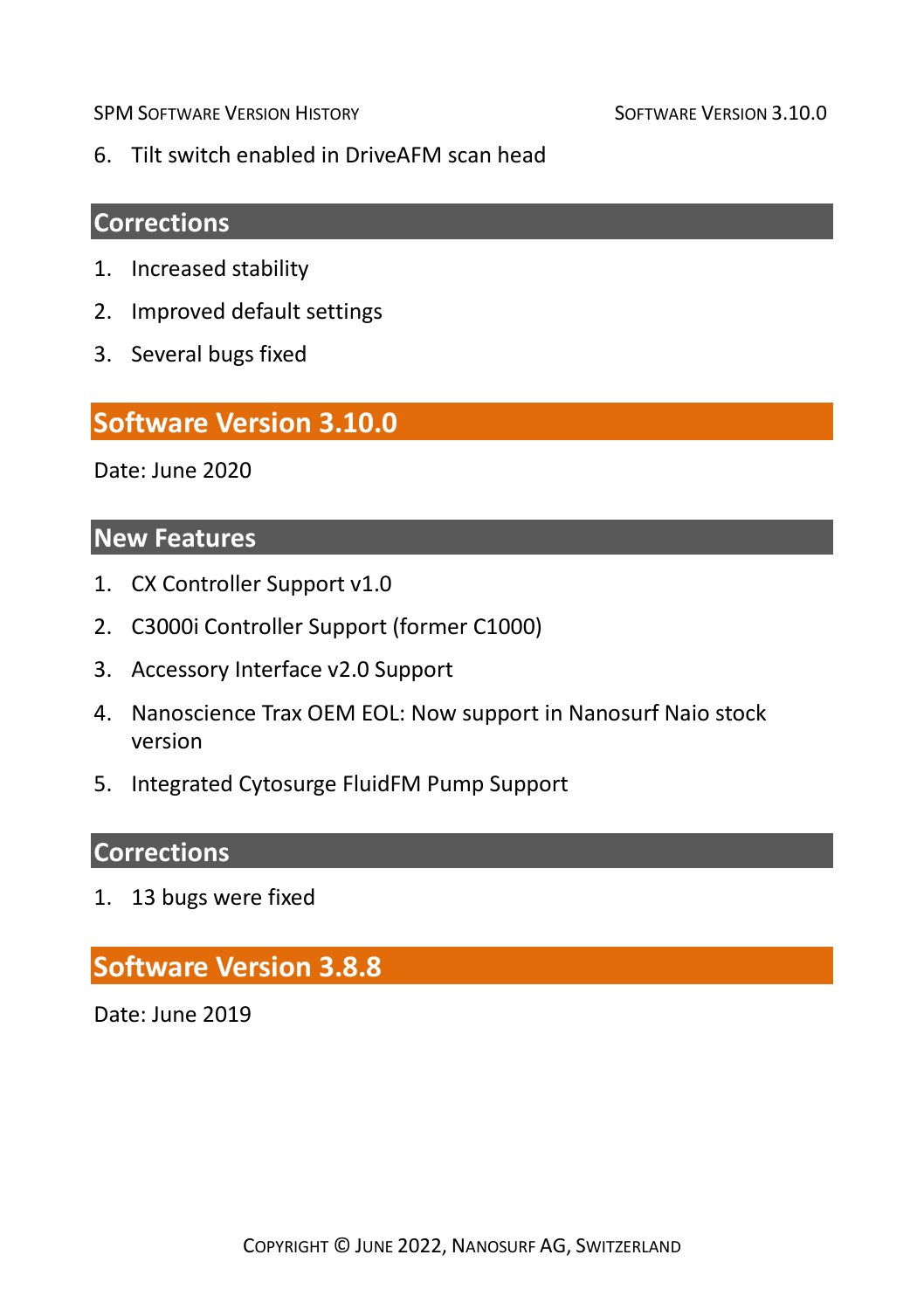6. Tilt switch enabled in DriveAFM scan head

### Corrections

1. Increased stability
2. Improved default settings
3. Several bugs fixed

## Software Version 3.10.0

Date: June 2020

### New Features

1. CX Controller Support v1.0
2. C3000i Controller Support (former C1000)
3. Accessory Interface v2.0 Support
4. Nanoscience Trax OEM EOL: Now support in Nanosurf Naio stock version
5. Integrated Cytosurge FluidFM Pump Support

### Corrections

1. 13 bugs were fixed

## Software Version 3.8.8

Date: June 2019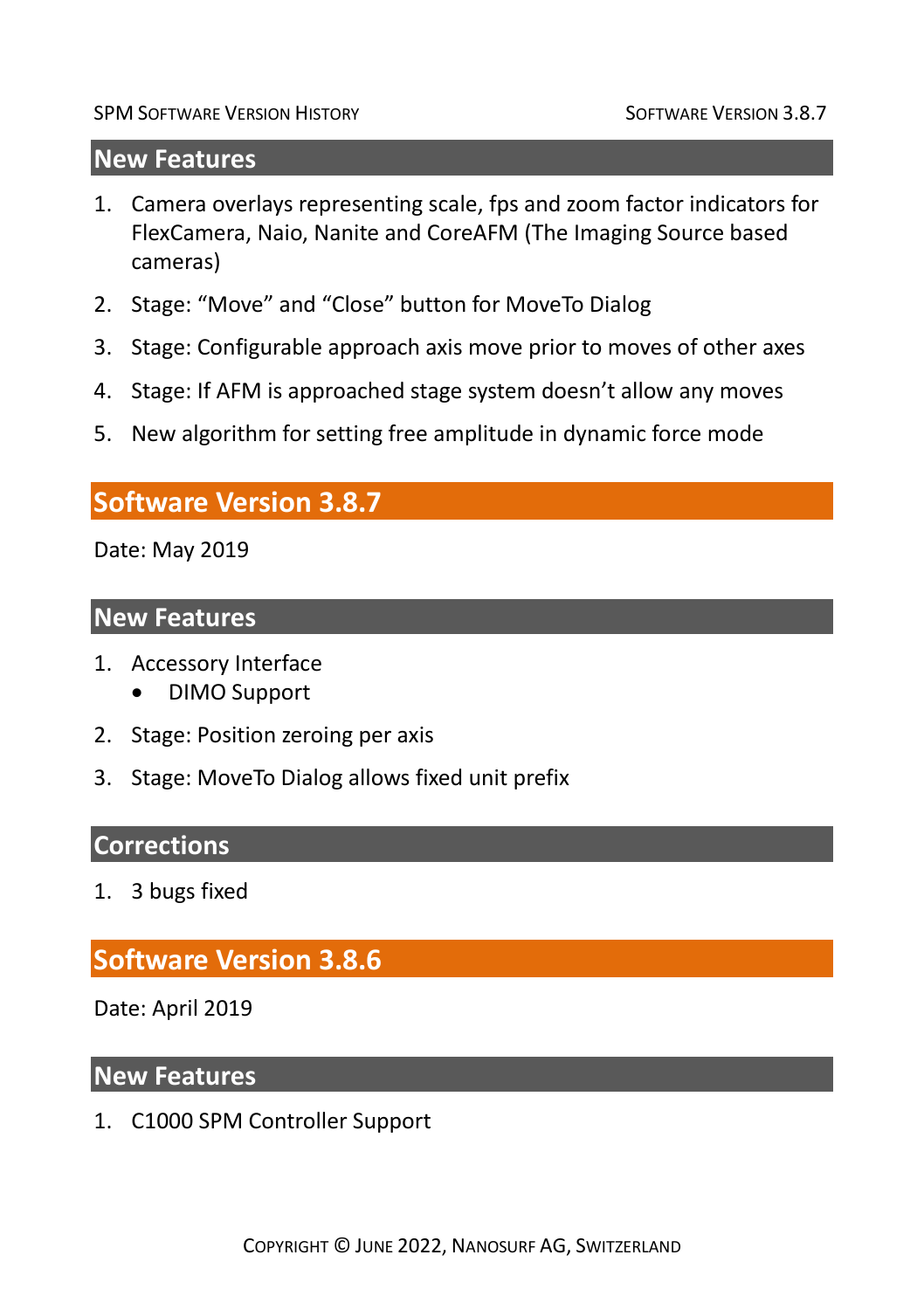### New Features

1. Camera overlays representing scale, fps and zoom factor indicators for FlexCamera, Naio, Nanite and CoreAFM (The Imaging Source based cameras)
2. Stage: “Move” and “Close” button for MoveTo Dialog
3. Stage: Configurable approach axis move prior to moves of other axes
4. Stage: If AFM is approached stage system doesn’t allow any moves
5. New algorithm for setting free amplitude in dynamic force mode

## Software Version 3.8.7

Date: May 2019

### New Features

1. Accessory Interface
   - DIMO Support
2. Stage: Position zeroing per axis
3. Stage: MoveTo Dialog allows fixed unit prefix

### Corrections

1. 3 bugs fixed

## Software Version 3.8.6

Date: April 2019

### New Features

1. C1000 SPM Controller Support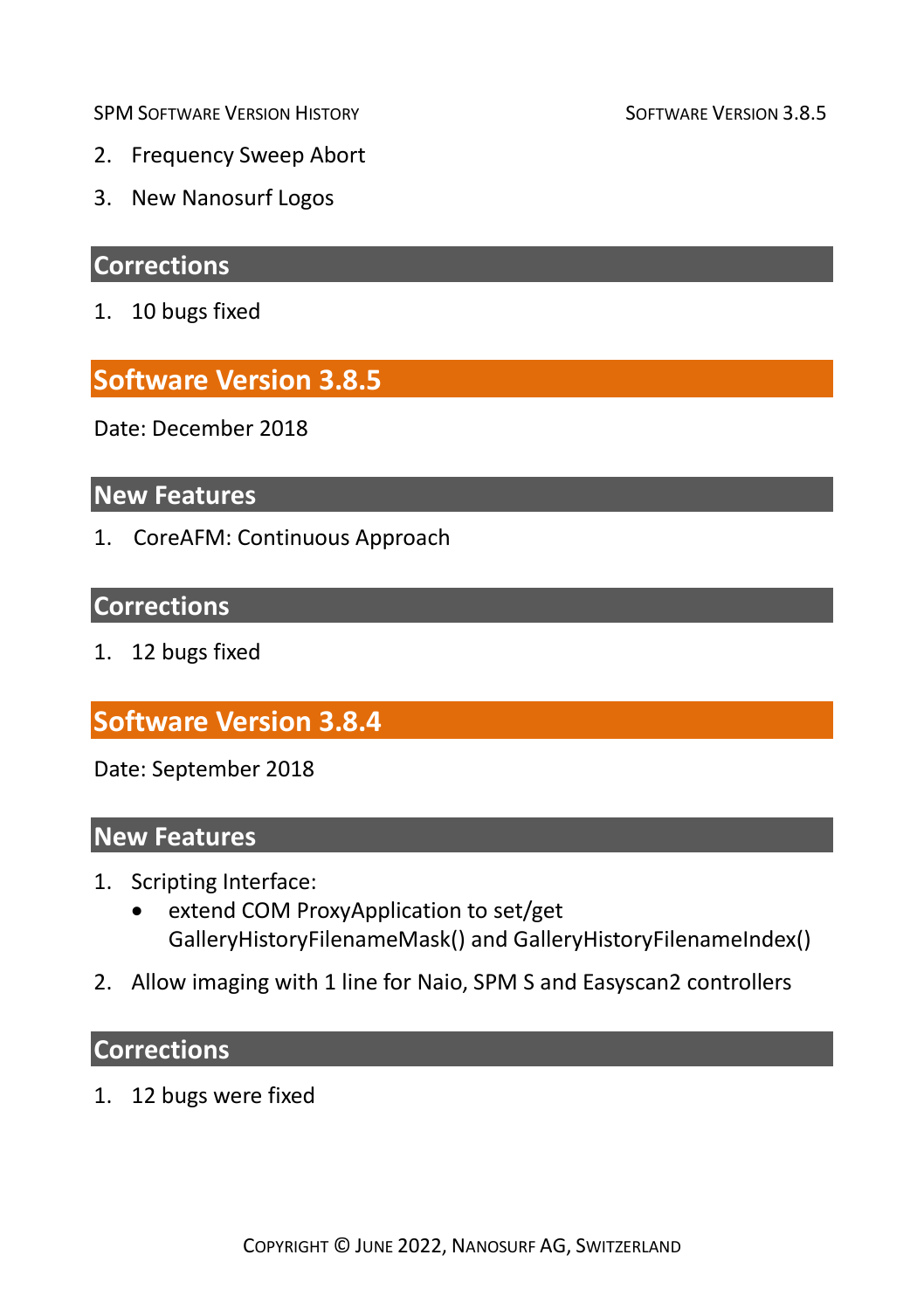2. Frequency Sweep Abort
3. New Nanosurf Logos

### Corrections

1. 10 bugs fixed

## Software Version 3.8.5

Date: December 2018

### New Features

1. CoreAFM: Continuous Approach

### Corrections

1. 12 bugs fixed

## Software Version 3.8.4

Date: September 2018

### New Features

1. Scripting Interface:
   - extend COM ProxyApplication to set/get GalleryHistoryFilenameMask() and GalleryHistoryFilenameIndex()
2. Allow imaging with 1 line for Naio, SPM S and Easyscan2 controllers

### Corrections

1. 12 bugs were fixed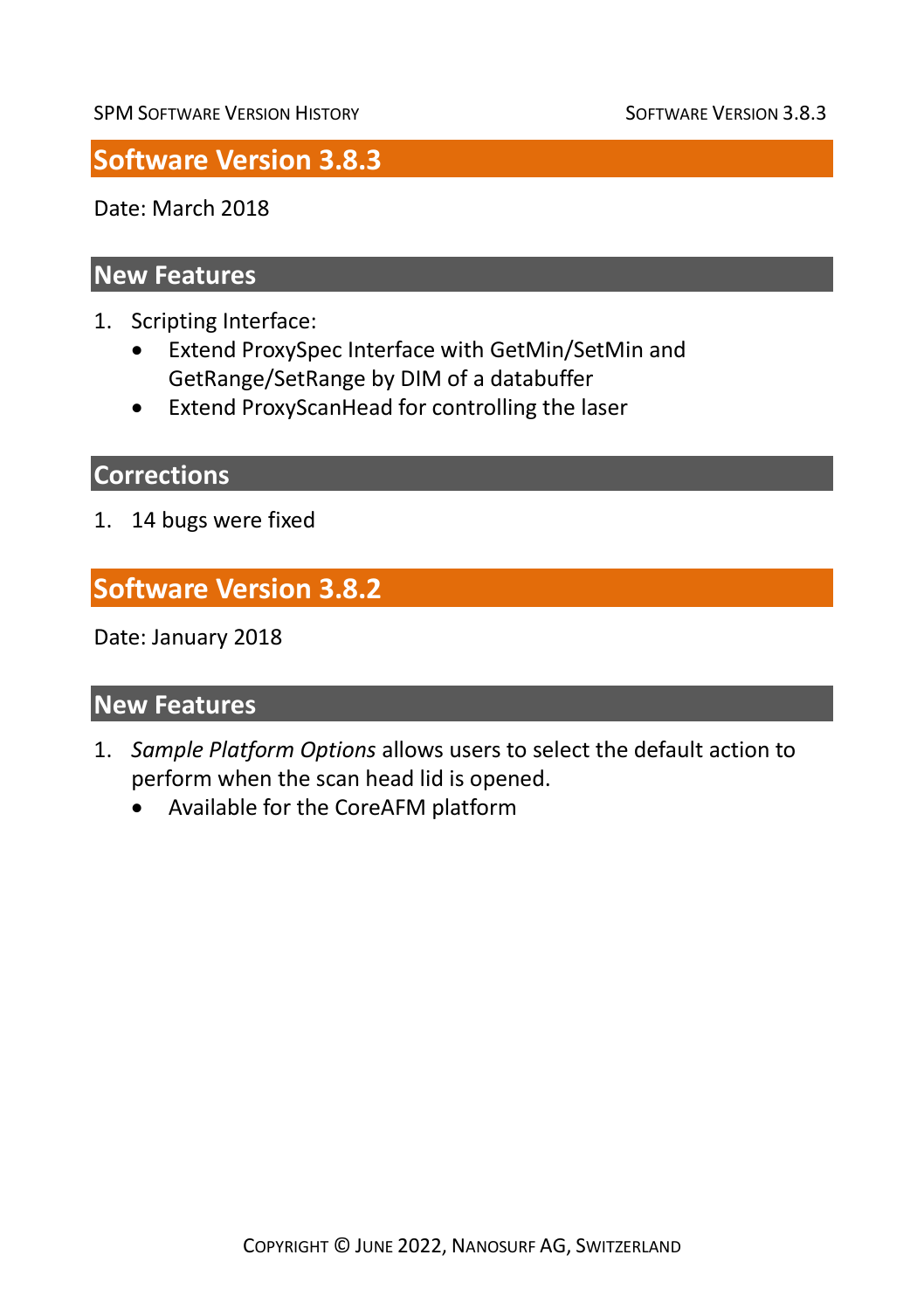# Software Version 3.8.3

Date: March 2018

## New Features

1. Scripting Interface:
   - Extend ProxySpec Interface with GetMin/SetMin and GetRange/SetRange by DIM of a databuffer
   - Extend ProxyScanHead for controlling the laser

## Corrections

1. 14 bugs were fixed

# Software Version 3.8.2

Date: January 2018

## New Features

1. *Sample Platform Options* allows users to select the default action to perform when the scan head lid is opened.
   - Available for the CoreAFM platform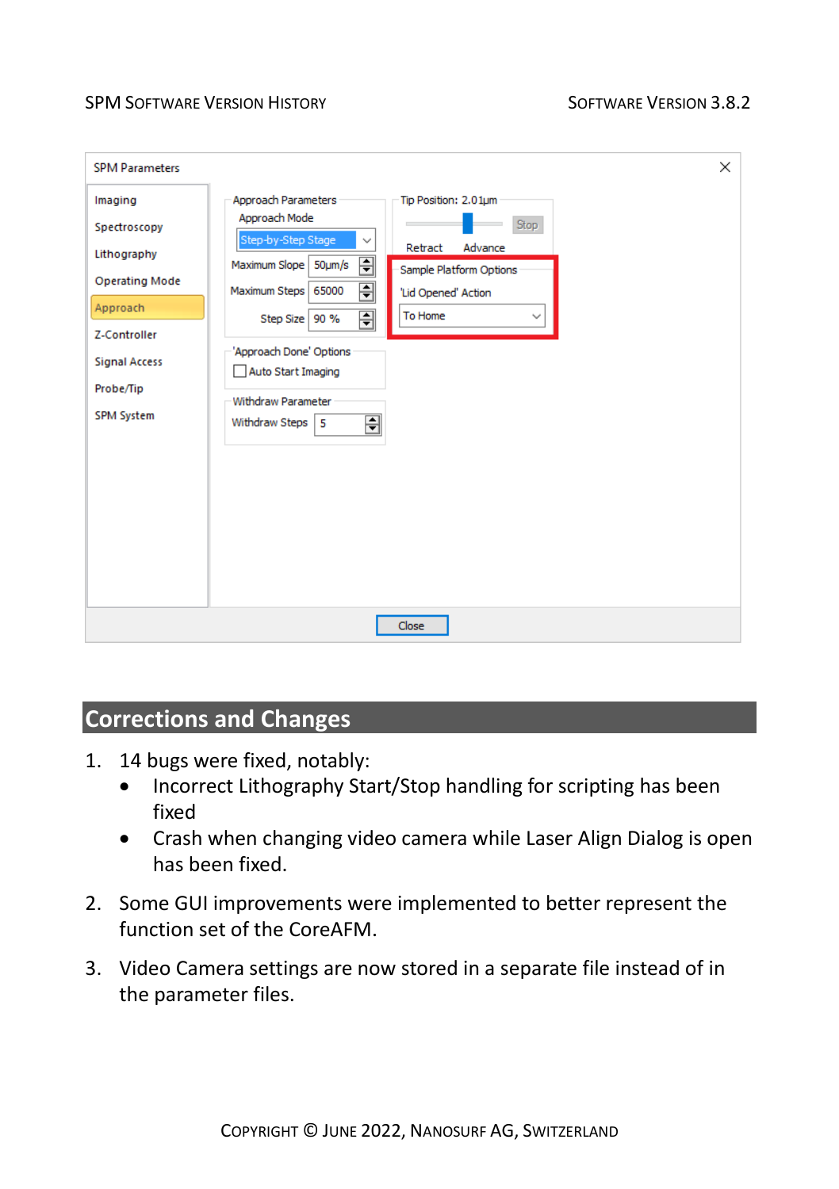## Corrections and Changes

1. 14 bugs were fixed, notably:
   - Incorrect Lithography Start/Stop handling for scripting has been fixed
   - Crash when changing video camera while Laser Align Dialog is open has been fixed.
2. Some GUI improvements were implemented to better represent the function set of the CoreAFM.
3. Video Camera settings are now stored in a separate file instead of in the parameter files.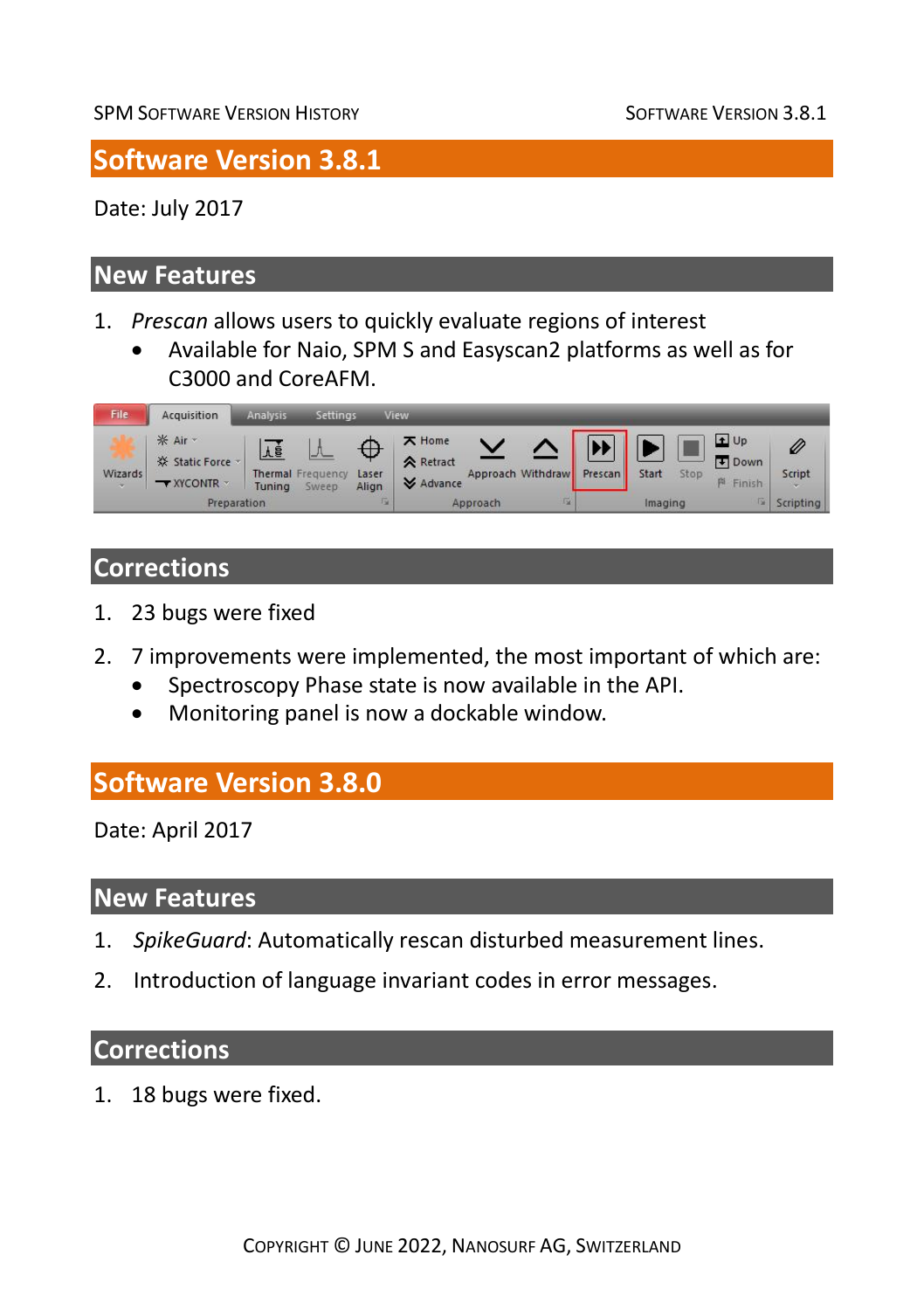# Software Version 3.8.1

Date: July 2017

## New Features

1. *Prescan* allows users to quickly evaluate regions of interest
   - Available for Naio, SPM S and Easyscan2 platforms as well as for C3000 and CoreAFM.

## Corrections

1. 23 bugs were fixed
2. 7 improvements were implemented, the most important of which are:
   - Spectroscopy Phase state is now available in the API.
   - Monitoring panel is now a dockable window.

# Software Version 3.8.0

Date: April 2017

## New Features

1. *SpikeGuard*: Automatically rescan disturbed measurement lines.
2. Introduction of language invariant codes in error messages.

## Corrections

1. 18 bugs were fixed.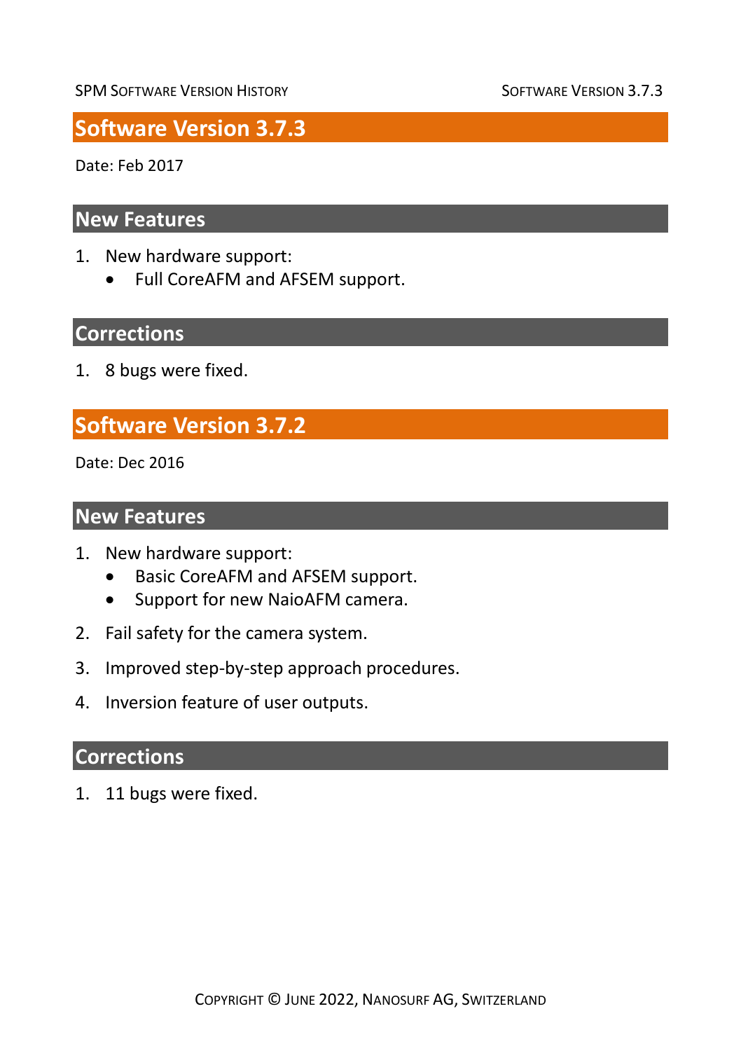## Software Version 3.7.3

Date: Feb 2017

### New Features

1. New hardware support:
   - Full CoreAFM and AFSEM support.

### Corrections

1. 8 bugs were fixed.

## Software Version 3.7.2

Date: Dec 2016

### New Features

1. New hardware support:
   - Basic CoreAFM and AFSEM support.
   - Support for new NaioAFM camera.
2. Fail safety for the camera system.
3. Improved step-by-step approach procedures.
4. Inversion feature of user outputs.

### Corrections

1. 11 bugs were fixed.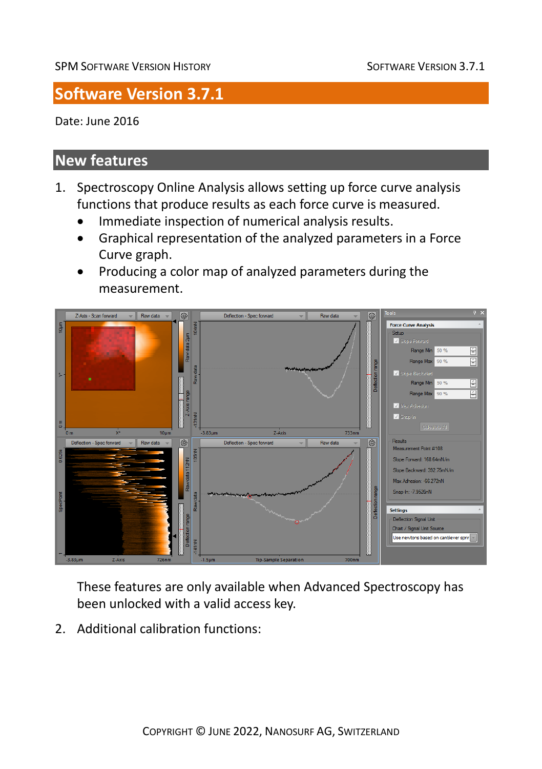# Software Version 3.7.1

Date: June 2016

## New features

1. Spectroscopy Online Analysis allows setting up force curve analysis functions that produce results as each force curve is measured.
   - Immediate inspection of numerical analysis results.
   - Graphical representation of the analyzed parameters in a Force Curve graph.
   - Producing a color map of analyzed parameters during the measurement.

   These features are only available when Advanced Spectroscopy has been unlocked with a valid access key.

2. Additional calibration functions: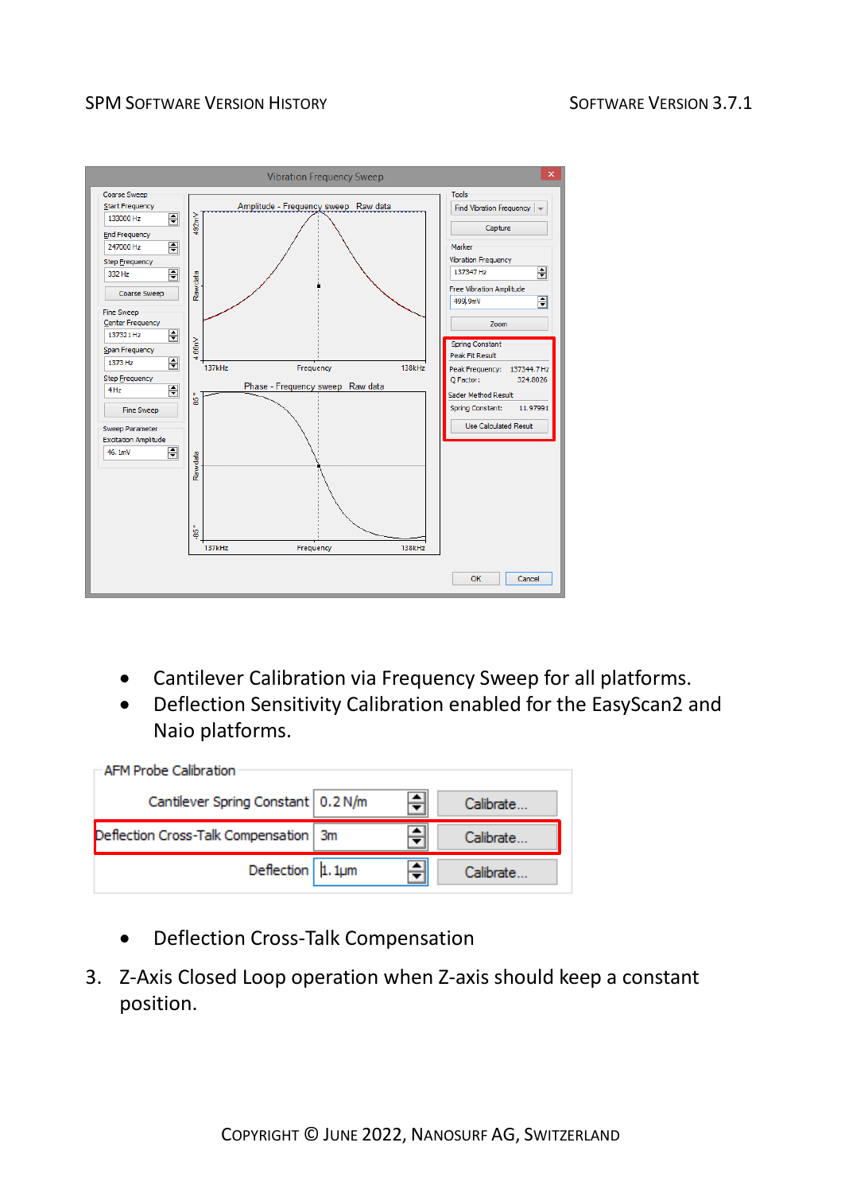- Cantilever Calibration via Frequency Sweep for all platforms.
- Deflection Sensitivity Calibration enabled for the EasyScan2 and Naio platforms.

- Deflection Cross-Talk Compensation

3. Z-Axis Closed Loop operation when Z-axis should keep a constant position.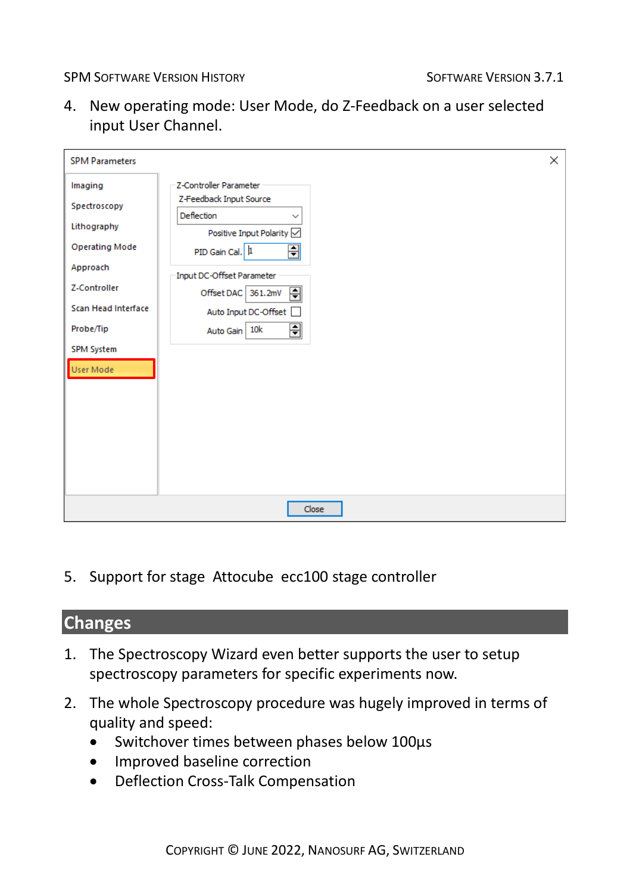4. New operating mode: User Mode, do Z-Feedback on a user selected input User Channel.

5. Support for stage Attocube ecc100 stage controller

## Changes

1. The Spectroscopy Wizard even better supports the user to setup spectroscopy parameters for specific experiments now.

2. The whole Spectroscopy procedure was hugely improved in terms of quality and speed:
   - Switchover times between phases below 100µs
   - Improved baseline correction
   - Deflection Cross-Talk Compensation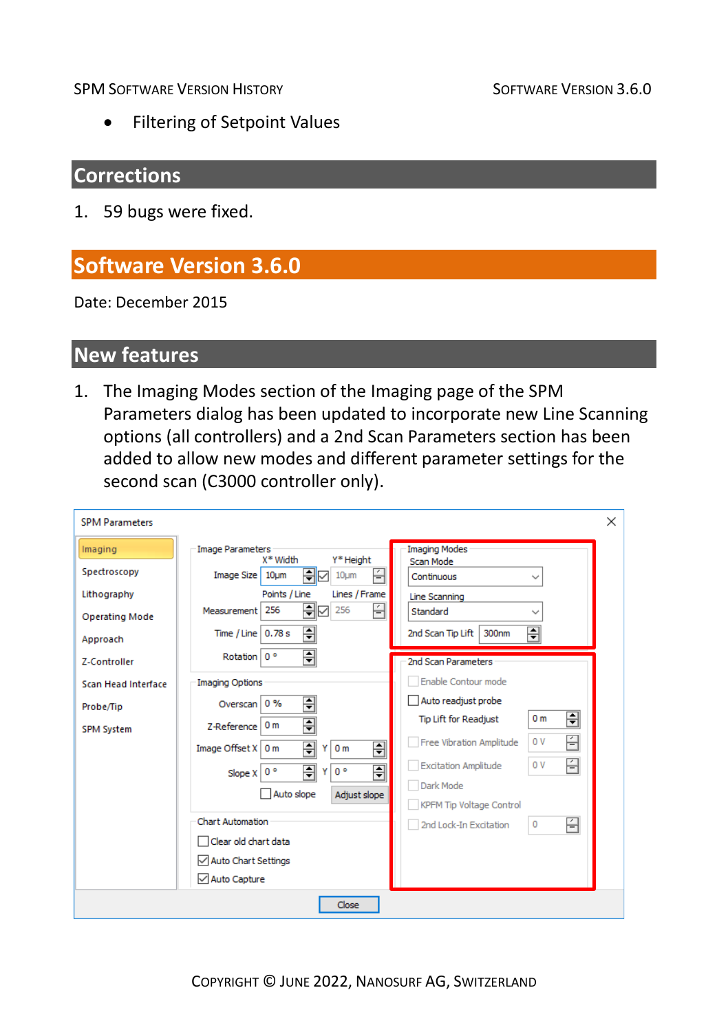- Filtering of Setpoint Values

## Corrections

1. 59 bugs were fixed.

# Software Version 3.6.0

Date: December 2015

## New features

1. The Imaging Modes section of the Imaging page of the SPM Parameters dialog has been updated to incorporate new Line Scanning options (all controllers) and a 2nd Scan Parameters section has been added to allow new modes and different parameter settings for the second scan (C3000 controller only).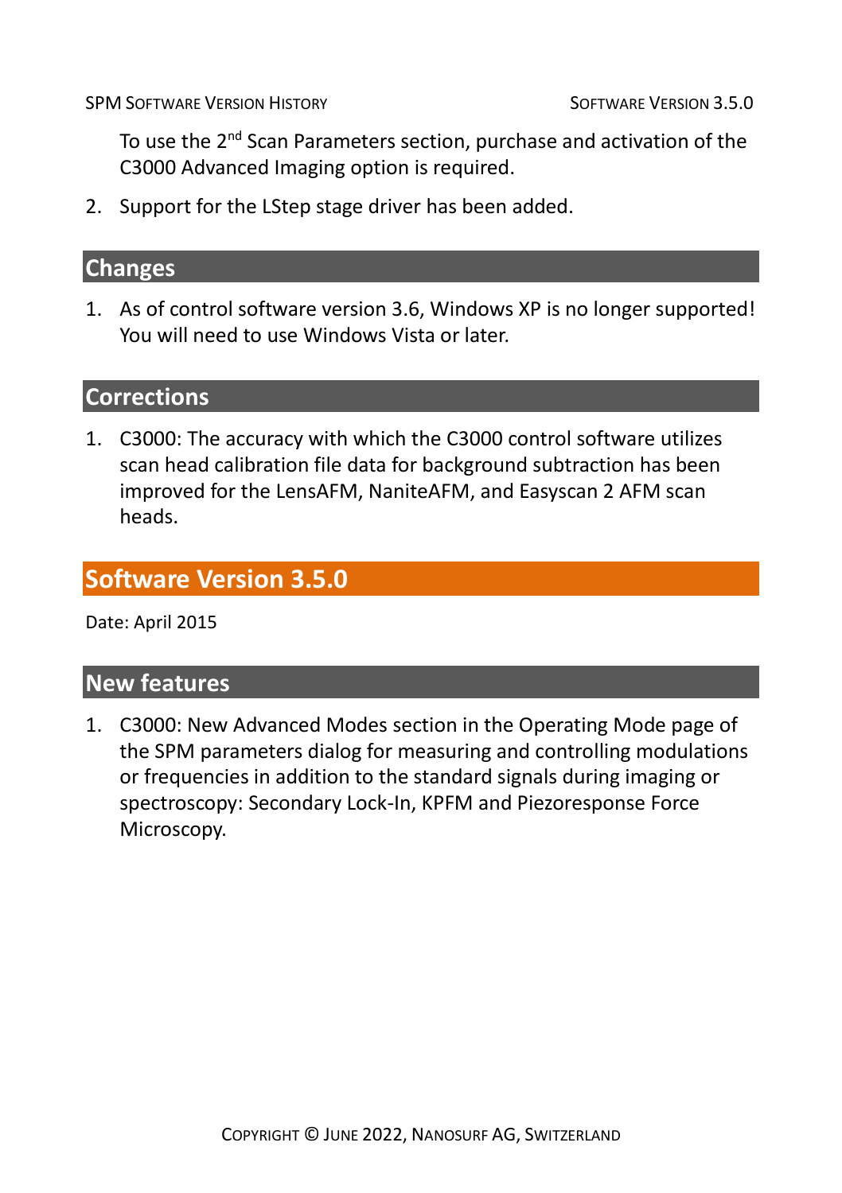To use the 2nd Scan Parameters section, purchase and activation of the C3000 Advanced Imaging option is required.

2. Support for the LStep stage driver has been added.

## Changes

1. As of control software version 3.6, Windows XP is no longer supported! You will need to use Windows Vista or later.

## Corrections

1. C3000: The accuracy with which the C3000 control software utilizes scan head calibration file data for background subtraction has been improved for the LensAFM, NaniteAFM, and Easyscan 2 AFM scan heads.

# Software Version 3.5.0

Date: April 2015

## New features

1. C3000: New Advanced Modes section in the Operating Mode page of the SPM parameters dialog for measuring and controlling modulations or frequencies in addition to the standard signals during imaging or spectroscopy: Secondary Lock-In, KPFM and Piezoresponse Force Microscopy.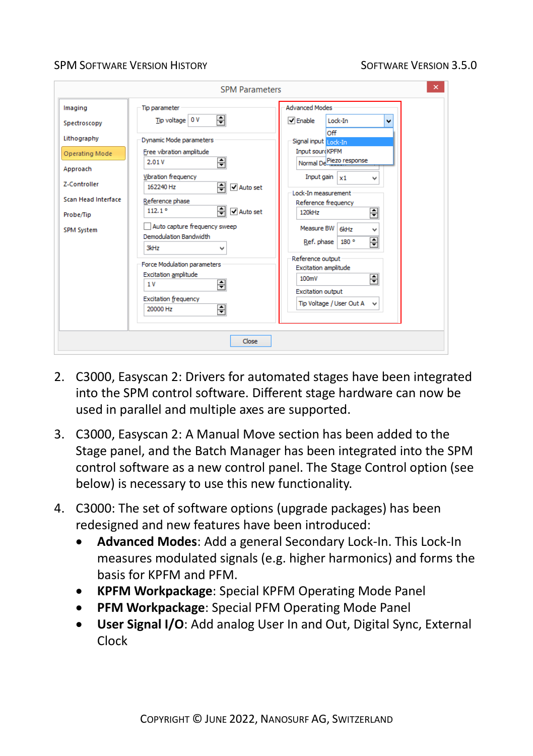2. C3000, Easyscan 2: Drivers for automated stages have been integrated into the SPM control software. Different stage hardware can now be used in parallel and multiple axes are supported.

3. C3000, Easyscan 2: A Manual Move section has been added to the Stage panel, and the Batch Manager has been integrated into the SPM control software as a new control panel. The Stage Control option (see below) is necessary to use this new functionality.

4. C3000: The set of software options (upgrade packages) has been redesigned and new features have been introduced:
   - **Advanced Modes**: Add a general Secondary Lock-In. This Lock-In measures modulated signals (e.g. higher harmonics) and forms the basis for KPFM and PFM.
   - **KPFM Workpackage**: Special KPFM Operating Mode Panel
   - **PFM Workpackage**: Special PFM Operating Mode Panel
   - **User Signal I/O**: Add analog User In and Out, Digital Sync, External Clock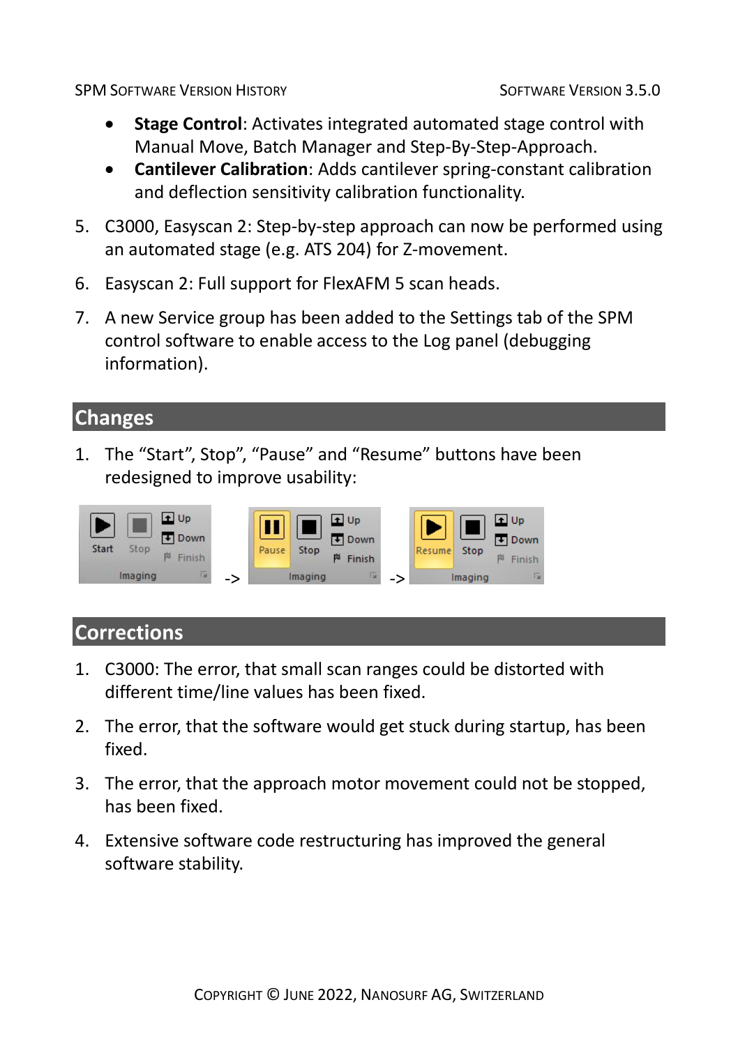- **Stage Control**: Activates integrated automated stage control with Manual Move, Batch Manager and Step-By-Step-Approach.
- **Cantilever Calibration**: Adds cantilever spring-constant calibration and deflection sensitivity calibration functionality.

5. C3000, Easyscan 2: Step-by-step approach can now be performed using an automated stage (e.g. ATS 204) for Z-movement.
6. Easyscan 2: Full support for FlexAFM 5 scan heads.
7. A new Service group has been added to the Settings tab of the SPM control software to enable access to the Log panel (debugging information).

## Changes

1. The “Start”, Stop”, “Pause” and “Resume” buttons have been redesigned to improve usability:

## Corrections

1. C3000: The error, that small scan ranges could be distorted with different time/line values has been fixed.
2. The error, that the software would get stuck during startup, has been fixed.
3. The error, that the approach motor movement could not be stopped, has been fixed.
4. Extensive software code restructuring has improved the general software stability.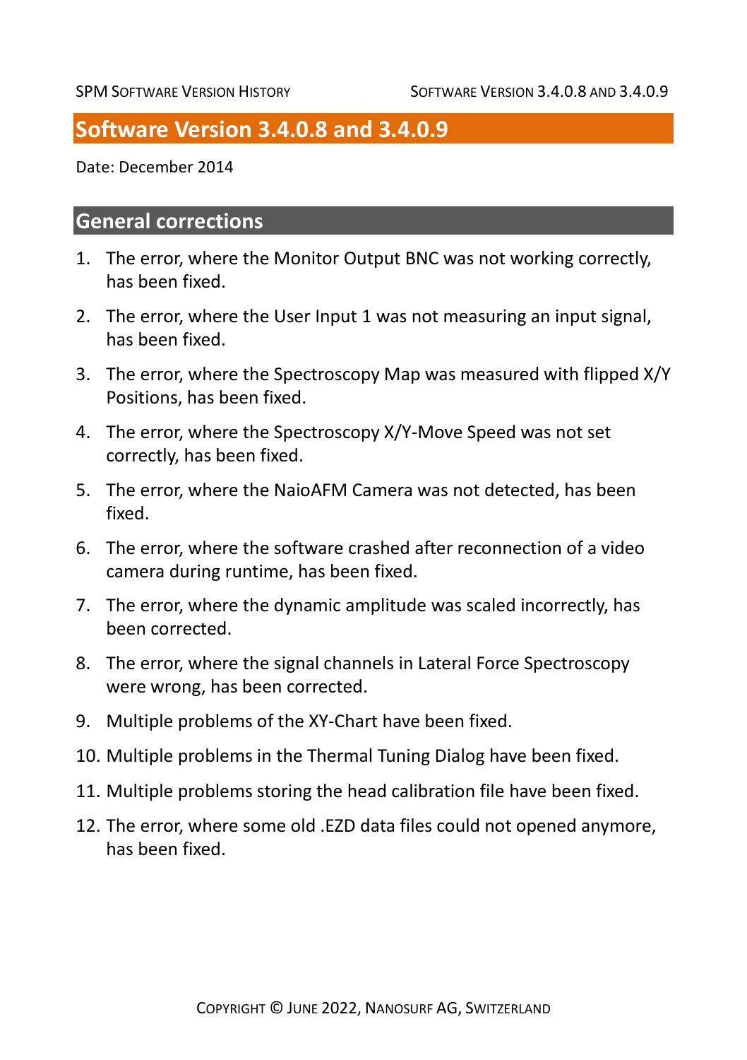# Software Version 3.4.0.8 and 3.4.0.9

Date: December 2014

## General corrections

1. The error, where the Monitor Output BNC was not working correctly, has been fixed.
2. The error, where the User Input 1 was not measuring an input signal, has been fixed.
3. The error, where the Spectroscopy Map was measured with flipped X/Y Positions, has been fixed.
4. The error, where the Spectroscopy X/Y-Move Speed was not set correctly, has been fixed.
5. The error, where the NaioAFM Camera was not detected, has been fixed.
6. The error, where the software crashed after reconnection of a video camera during runtime, has been fixed.
7. The error, where the dynamic amplitude was scaled incorrectly, has been corrected.
8. The error, where the signal channels in Lateral Force Spectroscopy were wrong, has been corrected.
9. Multiple problems of the XY-Chart have been fixed.
10. Multiple problems in the Thermal Tuning Dialog have been fixed.
11. Multiple problems storing the head calibration file have been fixed.
12. The error, where some old .EZD data files could not opened anymore, has been fixed.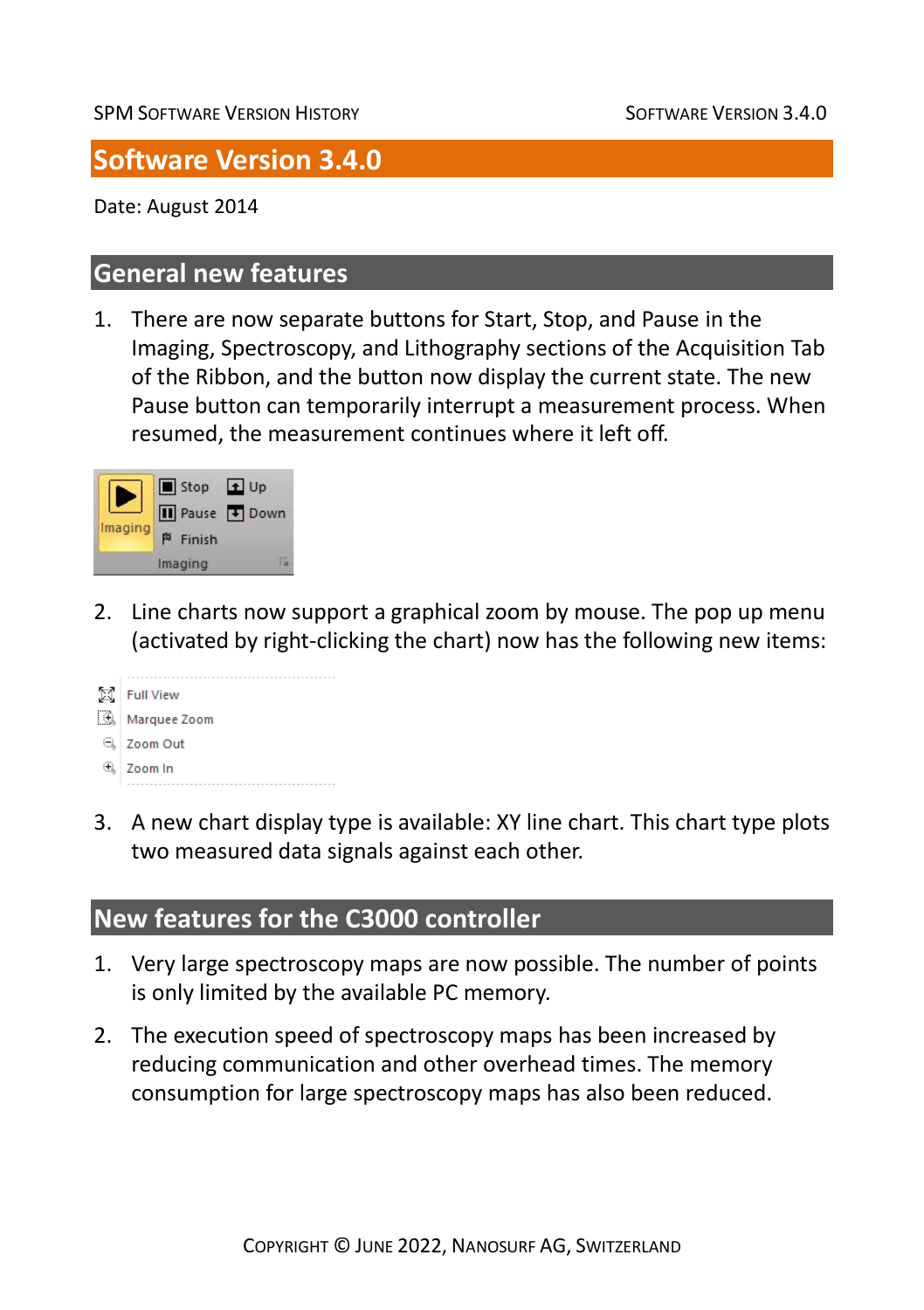# Software Version 3.4.0

Date: August 2014

## General new features

1. There are now separate buttons for Start, Stop, and Pause in the Imaging, Spectroscopy, and Lithography sections of the Acquisition Tab of the Ribbon, and the button now display the current state. The new Pause button can temporarily interrupt a measurement process. When resumed, the measurement continues where it left off.

2. Line charts now support a graphical zoom by mouse. The pop up menu (activated by right-clicking the chart) now has the following new items:

3. A new chart display type is available: XY line chart. This chart type plots two measured data signals against each other.

## New features for the C3000 controller

1. Very large spectroscopy maps are now possible. The number of points is only limited by the available PC memory.

2. The execution speed of spectroscopy maps has been increased by reducing communication and other overhead times. The memory consumption for large spectroscopy maps has also been reduced.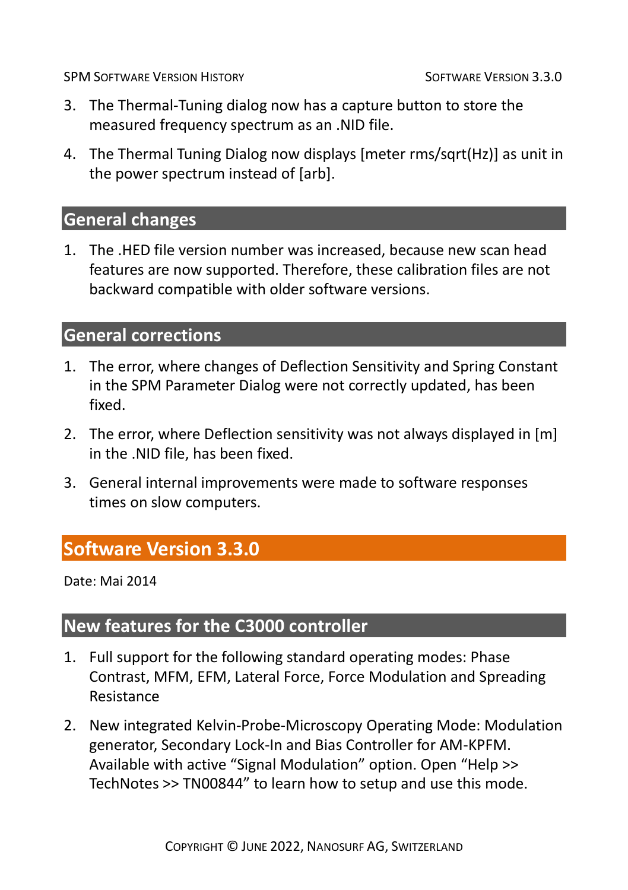3. The Thermal-Tuning dialog now has a capture button to store the measured frequency spectrum as an .NID file.

4. The Thermal Tuning Dialog now displays [meter rms/sqrt(Hz)] as unit in the power spectrum instead of [arb].

## General changes

1. The .HED file version number was increased, because new scan head features are now supported. Therefore, these calibration files are not backward compatible with older software versions.

## General corrections

1. The error, where changes of Deflection Sensitivity and Spring Constant in the SPM Parameter Dialog were not correctly updated, has been fixed.

2. The error, where Deflection sensitivity was not always displayed in [m] in the .NID file, has been fixed.

3. General internal improvements were made to software responses times on slow computers.

# Software Version 3.3.0

Date: Mai 2014

## New features for the C3000 controller

1. Full support for the following standard operating modes: Phase Contrast, MFM, EFM, Lateral Force, Force Modulation and Spreading Resistance

2. New integrated Kelvin-Probe-Microscopy Operating Mode: Modulation generator, Secondary Lock-In and Bias Controller for AM-KPFM. Available with active “Signal Modulation” option. Open “Help >> TechNotes >> TN00844” to learn how to setup and use this mode.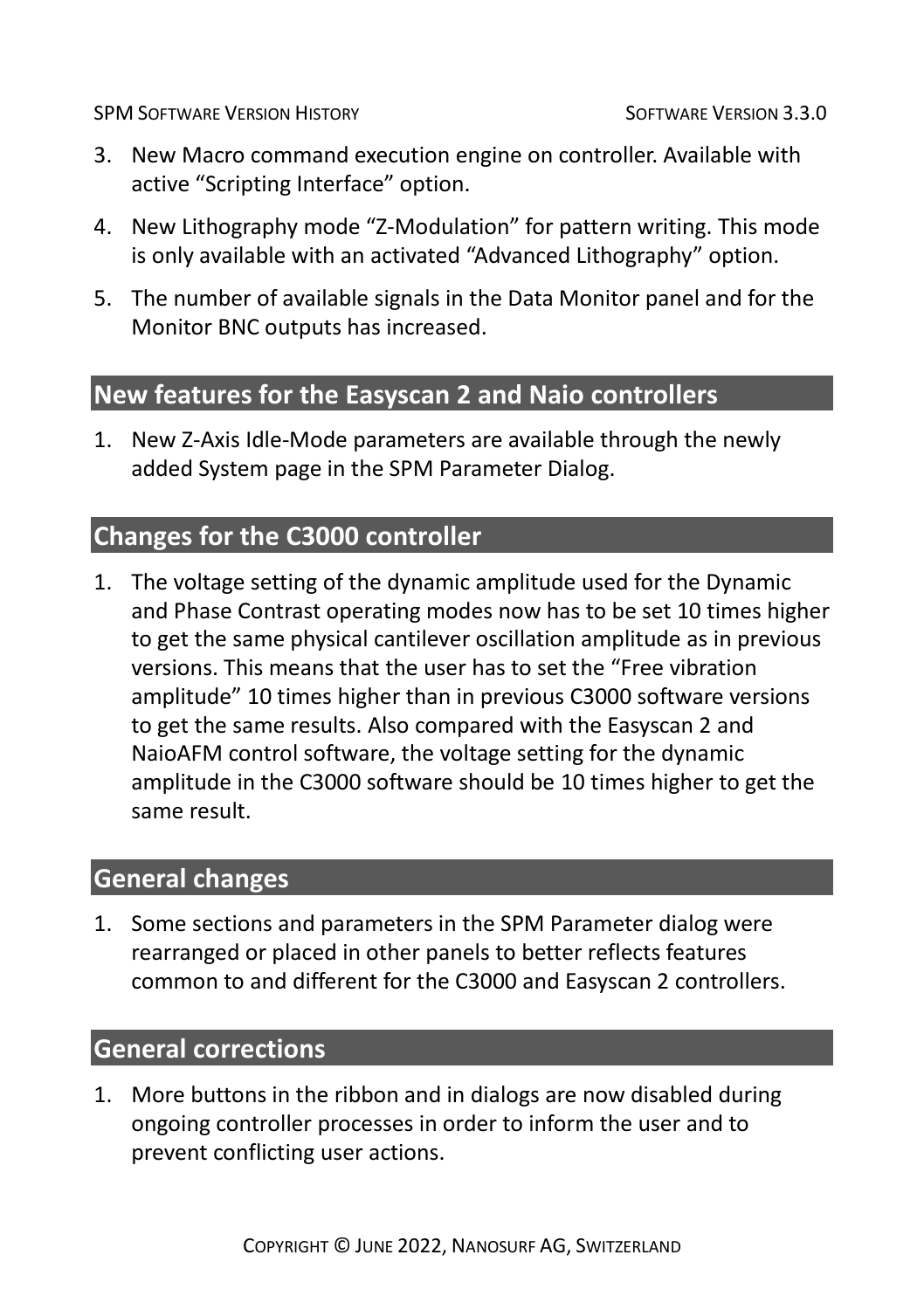3. New Macro command execution engine on controller. Available with active “Scripting Interface” option.
4. New Lithography mode “Z-Modulation” for pattern writing. This mode is only available with an activated “Advanced Lithography” option.
5. The number of available signals in the Data Monitor panel and for the Monitor BNC outputs has increased.

## New features for the Easyscan 2 and Naio controllers

1. New Z-Axis Idle-Mode parameters are available through the newly added System page in the SPM Parameter Dialog.

## Changes for the C3000 controller

1. The voltage setting of the dynamic amplitude used for the Dynamic and Phase Contrast operating modes now has to be set 10 times higher to get the same physical cantilever oscillation amplitude as in previous versions. This means that the user has to set the “Free vibration amplitude” 10 times higher than in previous C3000 software versions to get the same results. Also compared with the Easyscan 2 and NaioAFM control software, the voltage setting for the dynamic amplitude in the C3000 software should be 10 times higher to get the same result.

## General changes

1. Some sections and parameters in the SPM Parameter dialog were rearranged or placed in other panels to better reflects features common to and different for the C3000 and Easyscan 2 controllers.

## General corrections

1. More buttons in the ribbon and in dialogs are now disabled during ongoing controller processes in order to inform the user and to prevent conflicting user actions.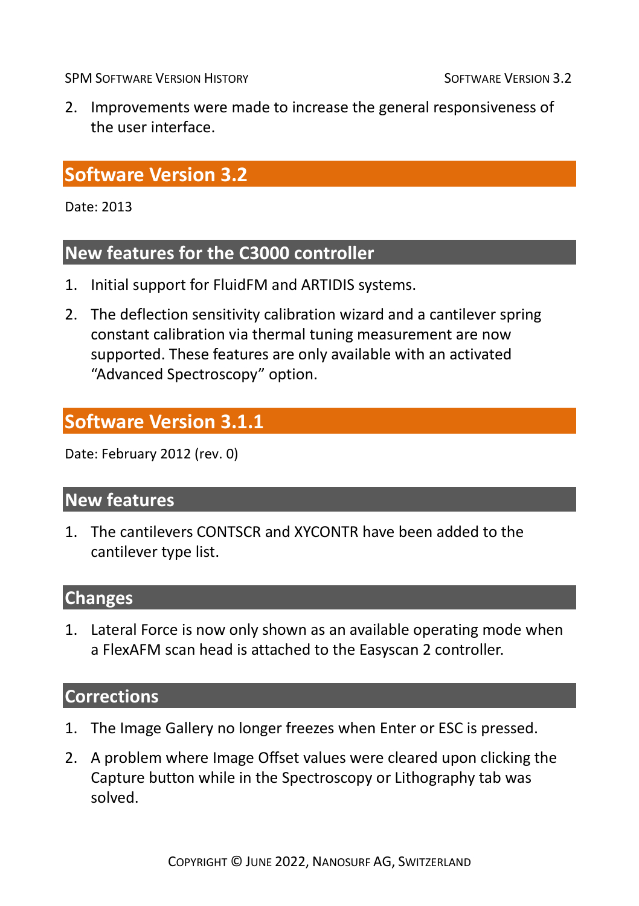2. Improvements were made to increase the general responsiveness of the user interface.

## Software Version 3.2

Date: 2013

### New features for the C3000 controller

1. Initial support for FluidFM and ARTIDIS systems.
2. The deflection sensitivity calibration wizard and a cantilever spring constant calibration via thermal tuning measurement are now supported. These features are only available with an activated “Advanced Spectroscopy” option.

## Software Version 3.1.1

Date: February 2012 (rev. 0)

### New features

1. The cantilevers CONTSCR and XYCONTR have been added to the cantilever type list.

### Changes

1. Lateral Force is now only shown as an available operating mode when a FlexAFM scan head is attached to the Easyscan 2 controller.

### Corrections

1. The Image Gallery no longer freezes when Enter or ESC is pressed.
2. A problem where Image Offset values were cleared upon clicking the Capture button while in the Spectroscopy or Lithography tab was solved.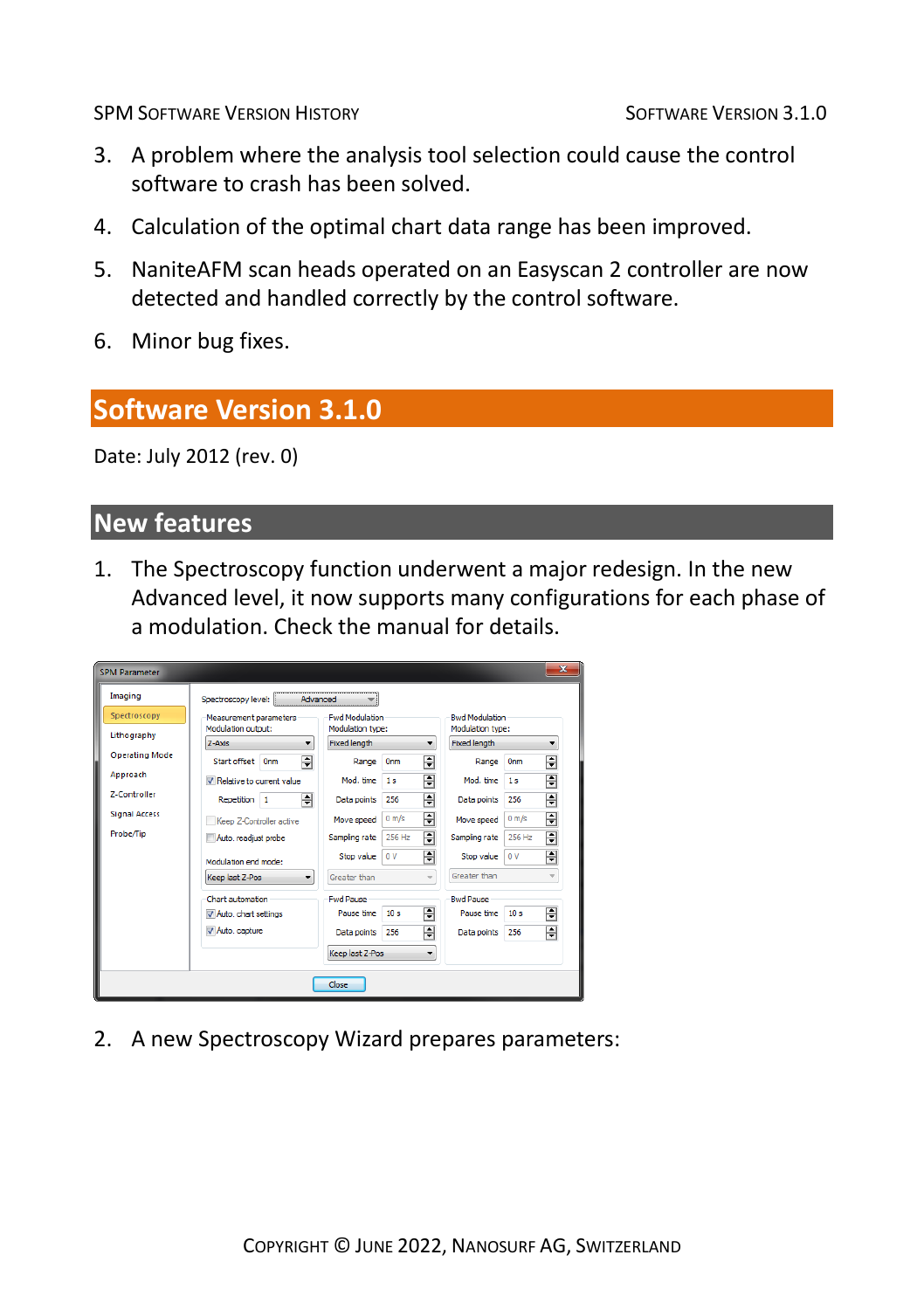3. A problem where the analysis tool selection could cause the control software to crash has been solved.
4. Calculation of the optimal chart data range has been improved.
5. NaniteAFM scan heads operated on an Easyscan 2 controller are now detected and handled correctly by the control software.
6. Minor bug fixes.

# Software Version 3.1.0

Date: July 2012 (rev. 0)

## New features

1. The Spectroscopy function underwent a major redesign. In the new Advanced level, it now supports many configurations for each phase of a modulation. Check the manual for details.

2. A new Spectroscopy Wizard prepares parameters: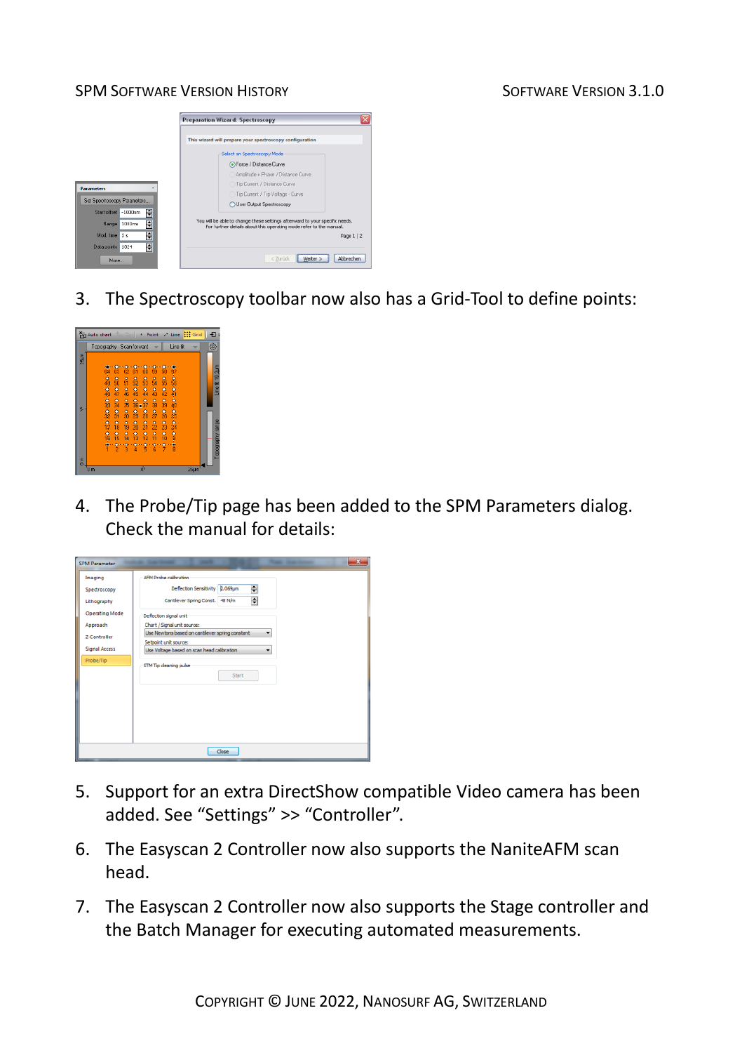3. The Spectroscopy toolbar now also has a Grid-Tool to define points:

4. The Probe/Tip page has been added to the SPM Parameters dialog. Check the manual for details:

5. Support for an extra DirectShow compatible Video camera has been added. See “Settings” >> “Controller”.

6. The Easyscan 2 Controller now also supports the NaniteAFM scan head.

7. The Easyscan 2 Controller now also supports the Stage controller and the Batch Manager for executing automated measurements.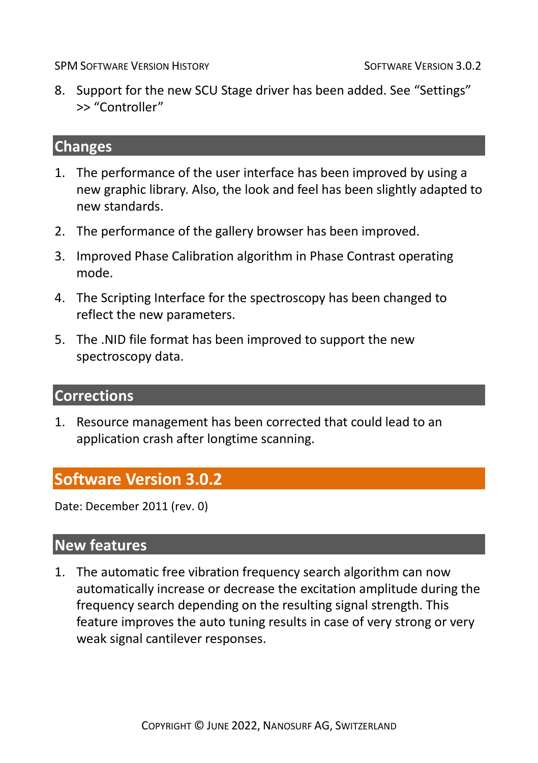8. Support for the new SCU Stage driver has been added. See “Settings” >> “Controller”

## Changes

1. The performance of the user interface has been improved by using a new graphic library. Also, the look and feel has been slightly adapted to new standards.
2. The performance of the gallery browser has been improved.
3. Improved Phase Calibration algorithm in Phase Contrast operating mode.
4. The Scripting Interface for the spectroscopy has been changed to reflect the new parameters.
5. The .NID file format has been improved to support the new spectroscopy data.

## Corrections

1. Resource management has been corrected that could lead to an application crash after longtime scanning.

# Software Version 3.0.2

Date: December 2011 (rev. 0)

## New features

1. The automatic free vibration frequency search algorithm can now automatically increase or decrease the excitation amplitude during the frequency search depending on the resulting signal strength. This feature improves the auto tuning results in case of very strong or very weak signal cantilever responses.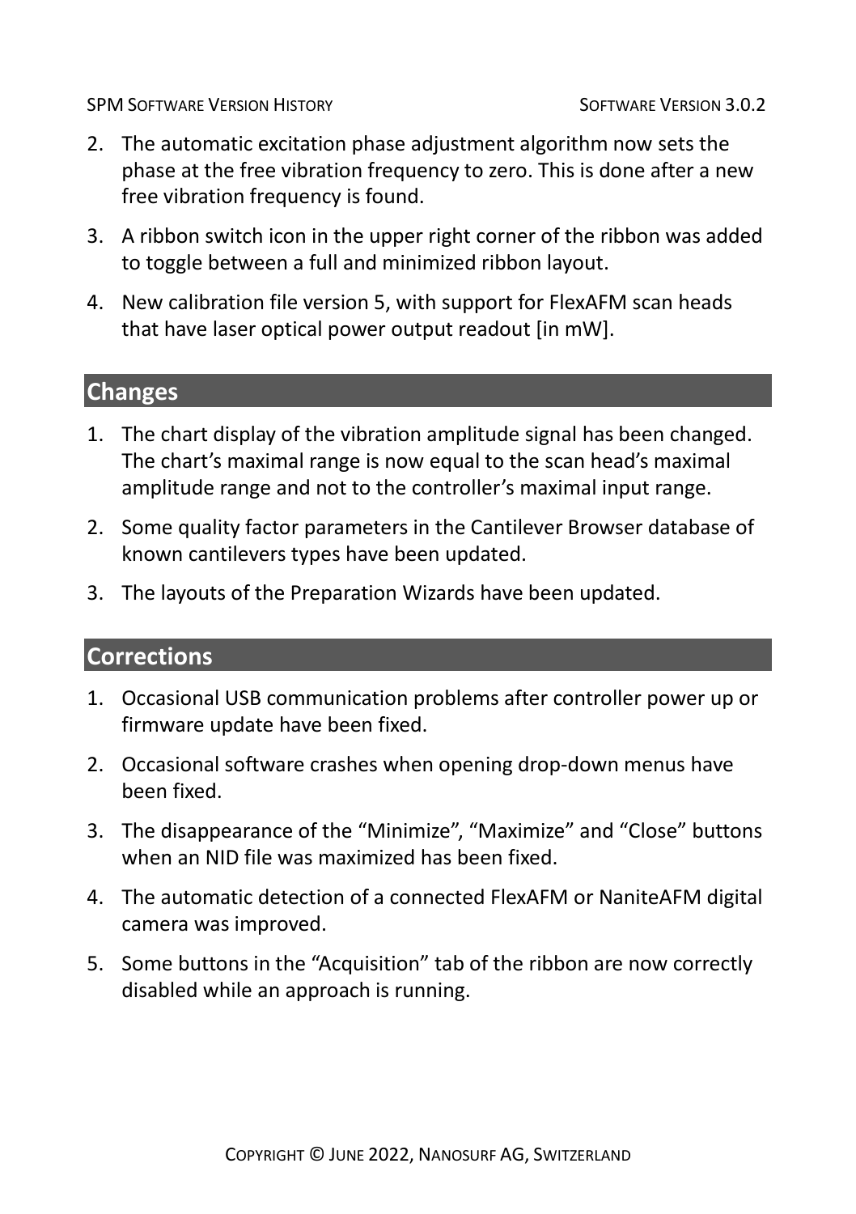2. The automatic excitation phase adjustment algorithm now sets the phase at the free vibration frequency to zero. This is done after a new free vibration frequency is found.
3. A ribbon switch icon in the upper right corner of the ribbon was added to toggle between a full and minimized ribbon layout.
4. New calibration file version 5, with support for FlexAFM scan heads that have laser optical power output readout [in mW].

## Changes

1. The chart display of the vibration amplitude signal has been changed. The chart's maximal range is now equal to the scan head's maximal amplitude range and not to the controller's maximal input range.
2. Some quality factor parameters in the Cantilever Browser database of known cantilevers types have been updated.
3. The layouts of the Preparation Wizards have been updated.

## Corrections

1. Occasional USB communication problems after controller power up or firmware update have been fixed.
2. Occasional software crashes when opening drop-down menus have been fixed.
3. The disappearance of the "Minimize", "Maximize" and "Close" buttons when an NID file was maximized has been fixed.
4. The automatic detection of a connected FlexAFM or NaniteAFM digital camera was improved.
5. Some buttons in the "Acquisition" tab of the ribbon are now correctly disabled while an approach is running.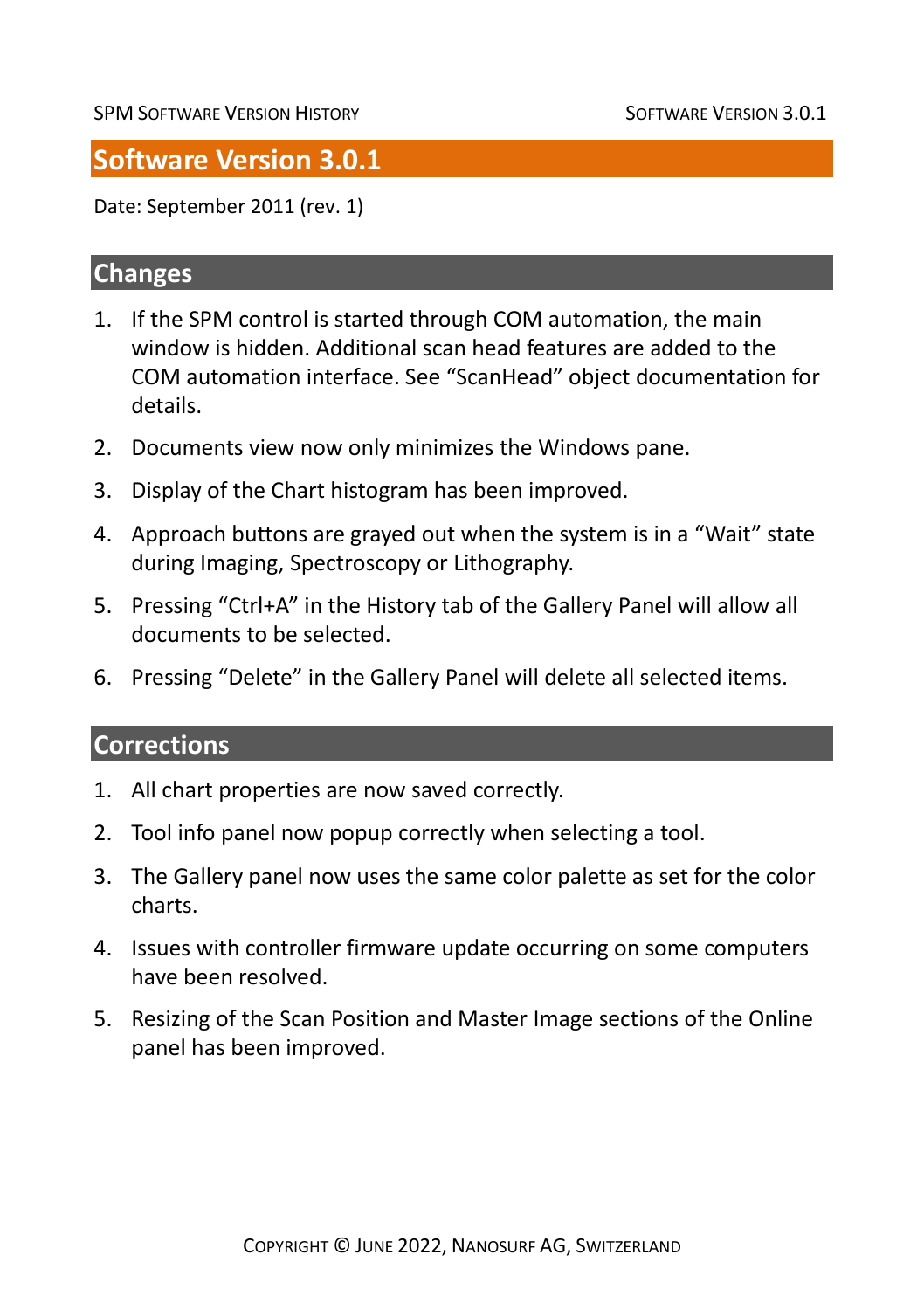# Software Version 3.0.1

Date: September 2011 (rev. 1)

## Changes

1. If the SPM control is started through COM automation, the main window is hidden. Additional scan head features are added to the COM automation interface. See “ScanHead” object documentation for details.
2. Documents view now only minimizes the Windows pane.
3. Display of the Chart histogram has been improved.
4. Approach buttons are grayed out when the system is in a “Wait” state during Imaging, Spectroscopy or Lithography.
5. Pressing “Ctrl+A” in the History tab of the Gallery Panel will allow all documents to be selected.
6. Pressing “Delete” in the Gallery Panel will delete all selected items.

## Corrections

1. All chart properties are now saved correctly.
2. Tool info panel now popup correctly when selecting a tool.
3. The Gallery panel now uses the same color palette as set for the color charts.
4. Issues with controller firmware update occurring on some computers have been resolved.
5. Resizing of the Scan Position and Master Image sections of the Online panel has been improved.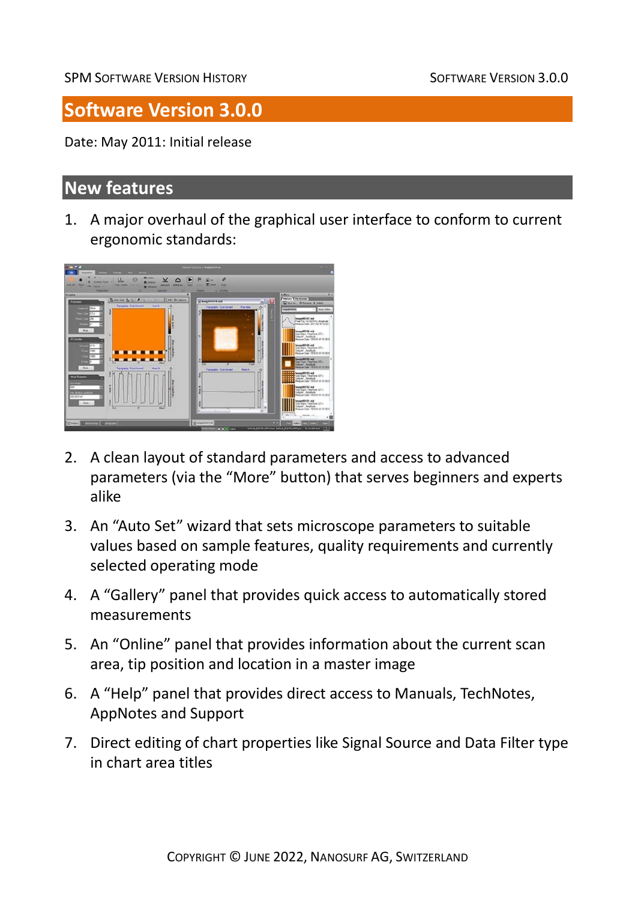# Software Version 3.0.0

Date: May 2011: Initial release

## New features

1. A major overhaul of the graphical user interface to conform to current ergonomic standards:

2. A clean layout of standard parameters and access to advanced parameters (via the “More” button) that serves beginners and experts alike

3. An “Auto Set” wizard that sets microscope parameters to suitable values based on sample features, quality requirements and currently selected operating mode

4. A “Gallery” panel that provides quick access to automatically stored measurements

5. An “Online” panel that provides information about the current scan area, tip position and location in a master image

6. A “Help” panel that provides direct access to Manuals, TechNotes, AppNotes and Support

7. Direct editing of chart properties like Signal Source and Data Filter type in chart area titles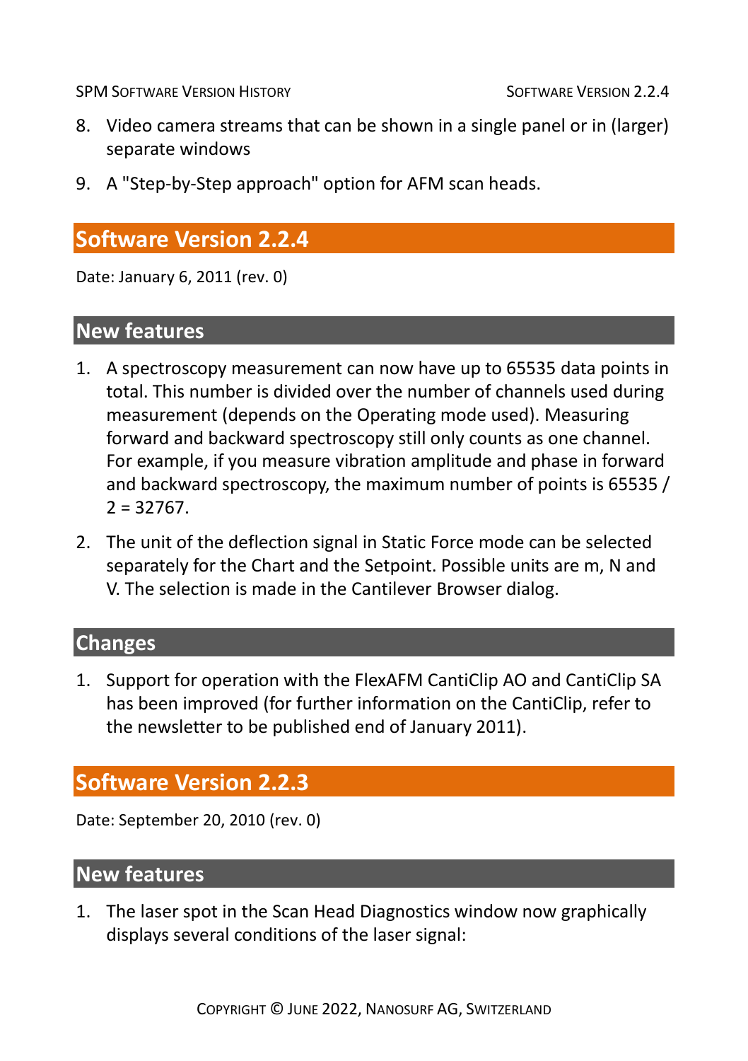8. Video camera streams that can be shown in a single panel or in (larger) separate windows

9. A "Step-by-Step approach" option for AFM scan heads.

## Software Version 2.2.4

Date: January 6, 2011 (rev. 0)

### New features

1. A spectroscopy measurement can now have up to 65535 data points in total. This number is divided over the number of channels used during measurement (depends on the Operating mode used). Measuring forward and backward spectroscopy still only counts as one channel. For example, if you measure vibration amplitude and phase in forward and backward spectroscopy, the maximum number of points is 65535 / 2 = 32767.

2. The unit of the deflection signal in Static Force mode can be selected separately for the Chart and the Setpoint. Possible units are m, N and V. The selection is made in the Cantilever Browser dialog.

### Changes

1. Support for operation with the FlexAFM CantiClip AO and CantiClip SA has been improved (for further information on the CantiClip, refer to the newsletter to be published end of January 2011).

## Software Version 2.2.3

Date: September 20, 2010 (rev. 0)

### New features

1. The laser spot in the Scan Head Diagnostics window now graphically displays several conditions of the laser signal: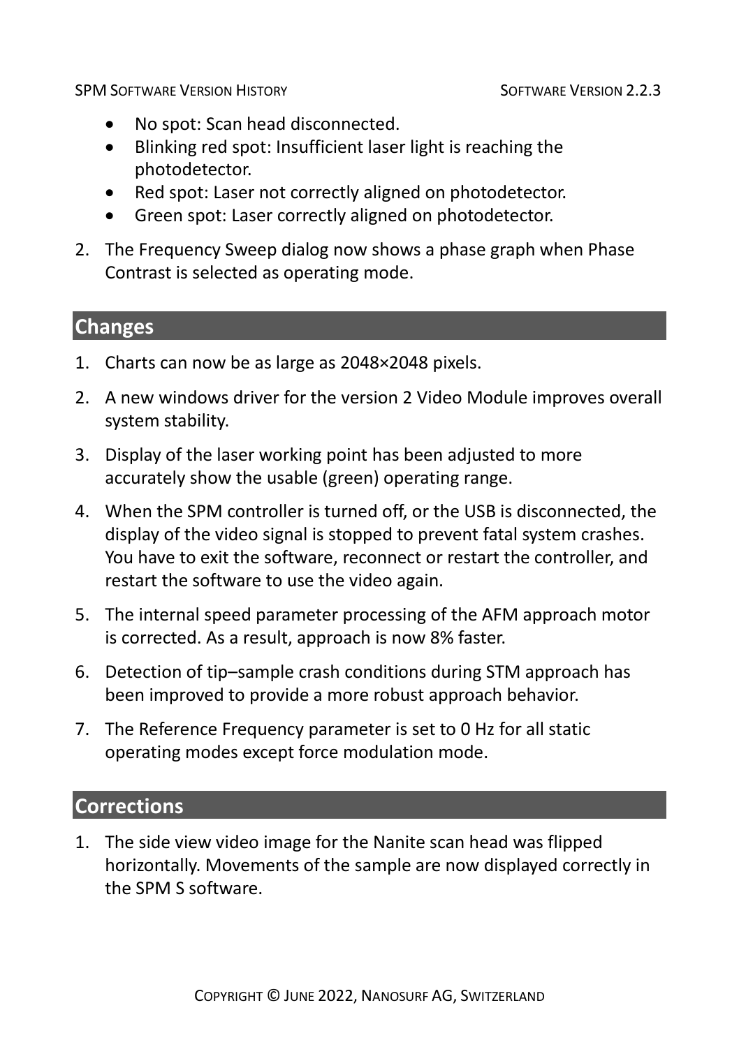- No spot: Scan head disconnected.
- Blinking red spot: Insufficient laser light is reaching the photodetector.
- Red spot: Laser not correctly aligned on photodetector.
- Green spot: Laser correctly aligned on photodetector.

2. The Frequency Sweep dialog now shows a phase graph when Phase Contrast is selected as operating mode.

## Changes

1. Charts can now be as large as 2048×2048 pixels.
2. A new windows driver for the version 2 Video Module improves overall system stability.
3. Display of the laser working point has been adjusted to more accurately show the usable (green) operating range.
4. When the SPM controller is turned off, or the USB is disconnected, the display of the video signal is stopped to prevent fatal system crashes. You have to exit the software, reconnect or restart the controller, and restart the software to use the video again.
5. The internal speed parameter processing of the AFM approach motor is corrected. As a result, approach is now 8% faster.
6. Detection of tip–sample crash conditions during STM approach has been improved to provide a more robust approach behavior.
7. The Reference Frequency parameter is set to 0 Hz for all static operating modes except force modulation mode.

## Corrections

1. The side view video image for the Nanite scan head was flipped horizontally. Movements of the sample are now displayed correctly in the SPM S software.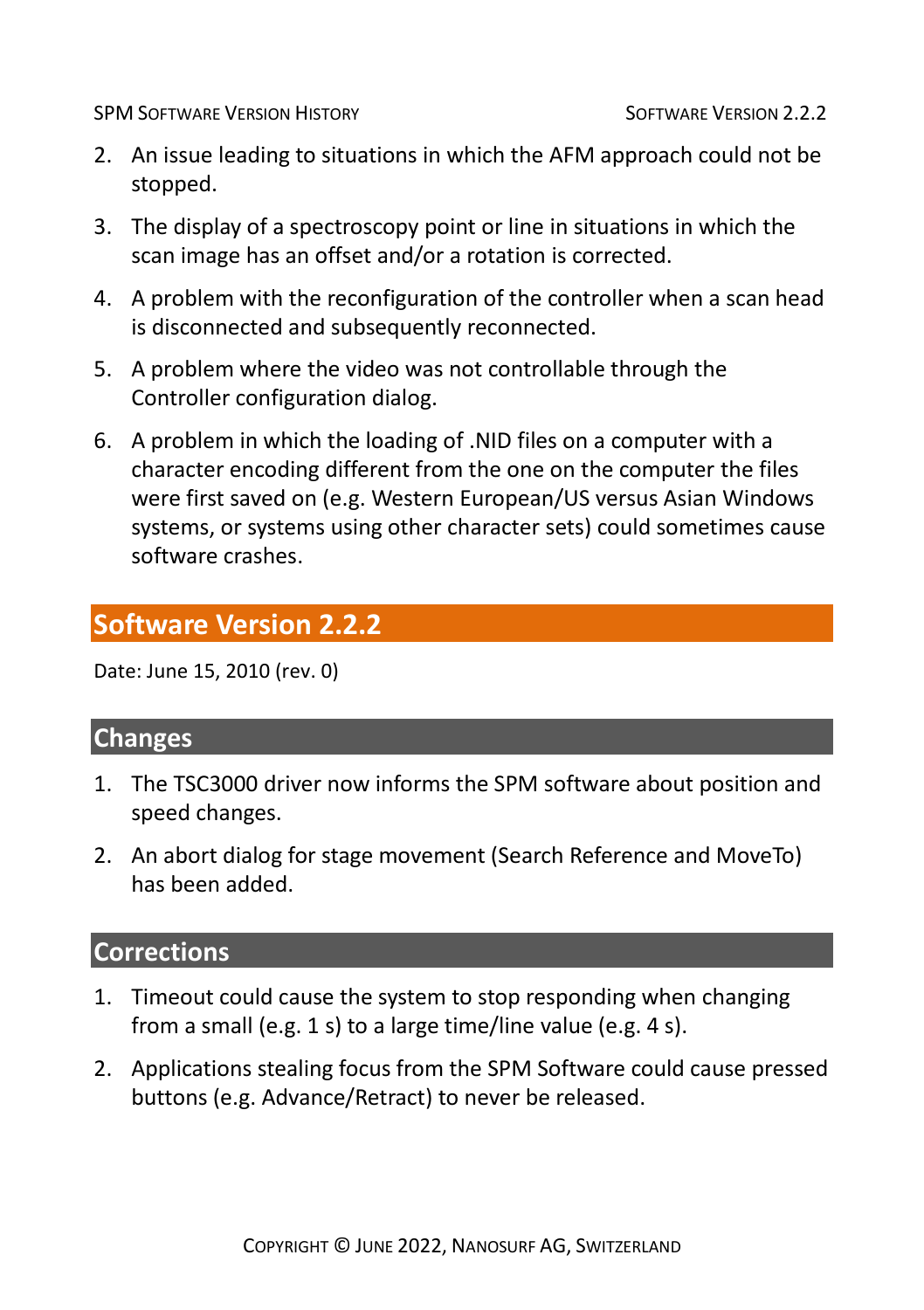2. An issue leading to situations in which the AFM approach could not be stopped.
3. The display of a spectroscopy point or line in situations in which the scan image has an offset and/or a rotation is corrected.
4. A problem with the reconfiguration of the controller when a scan head is disconnected and subsequently reconnected.
5. A problem where the video was not controllable through the Controller configuration dialog.
6. A problem in which the loading of .NID files on a computer with a character encoding different from the one on the computer the files were first saved on (e.g. Western European/US versus Asian Windows systems, or systems using other character sets) could sometimes cause software crashes.

# Software Version 2.2.2

Date: June 15, 2010 (rev. 0)

## Changes

1. The TSC3000 driver now informs the SPM software about position and speed changes.
2. An abort dialog for stage movement (Search Reference and MoveTo) has been added.

## Corrections

1. Timeout could cause the system to stop responding when changing from a small (e.g. 1 s) to a large time/line value (e.g. 4 s).
2. Applications stealing focus from the SPM Software could cause pressed buttons (e.g. Advance/Retract) to never be released.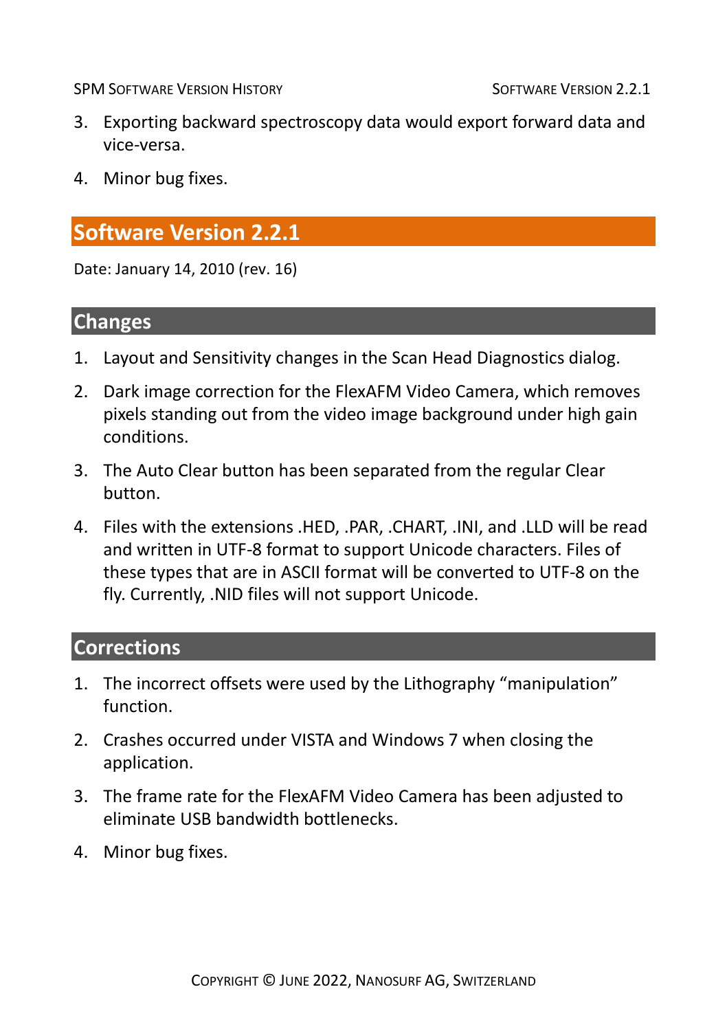3. Exporting backward spectroscopy data would export forward data and vice-versa.

4. Minor bug fixes.

# Software Version 2.2.1

Date: January 14, 2010 (rev. 16)

## Changes

1. Layout and Sensitivity changes in the Scan Head Diagnostics dialog.

2. Dark image correction for the FlexAFM Video Camera, which removes pixels standing out from the video image background under high gain conditions.

3. The Auto Clear button has been separated from the regular Clear button.

4. Files with the extensions .HED, .PAR, .CHART, .INI, and .LLD will be read and written in UTF-8 format to support Unicode characters. Files of these types that are in ASCII format will be converted to UTF-8 on the fly. Currently, .NID files will not support Unicode.

## Corrections

1. The incorrect offsets were used by the Lithography "manipulation" function.

2. Crashes occurred under VISTA and Windows 7 when closing the application.

3. The frame rate for the FlexAFM Video Camera has been adjusted to eliminate USB bandwidth bottlenecks.

4. Minor bug fixes.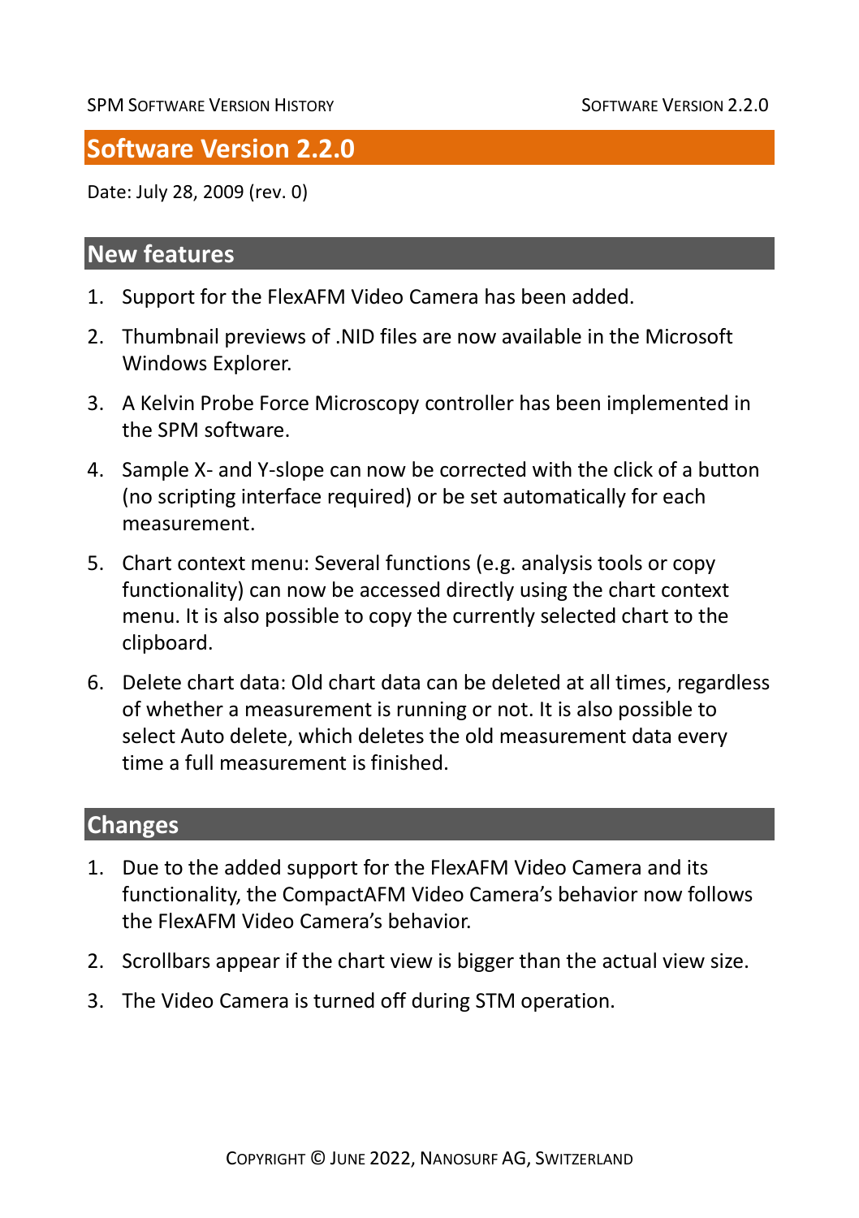# Software Version 2.2.0

Date: July 28, 2009 (rev. 0)

## New features

1. Support for the FlexAFM Video Camera has been added.
2. Thumbnail previews of .NID files are now available in the Microsoft Windows Explorer.
3. A Kelvin Probe Force Microscopy controller has been implemented in the SPM software.
4. Sample X- and Y-slope can now be corrected with the click of a button (no scripting interface required) or be set automatically for each measurement.
5. Chart context menu: Several functions (e.g. analysis tools or copy functionality) can now be accessed directly using the chart context menu. It is also possible to copy the currently selected chart to the clipboard.
6. Delete chart data: Old chart data can be deleted at all times, regardless of whether a measurement is running or not. It is also possible to select Auto delete, which deletes the old measurement data every time a full measurement is finished.

## Changes

1. Due to the added support for the FlexAFM Video Camera and its functionality, the CompactAFM Video Camera's behavior now follows the FlexAFM Video Camera's behavior.
2. Scrollbars appear if the chart view is bigger than the actual view size.
3. The Video Camera is turned off during STM operation.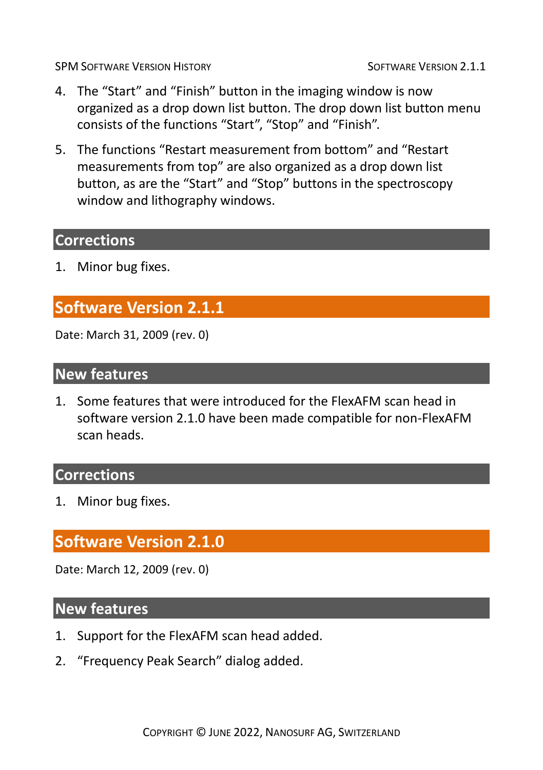4. The “Start” and “Finish” button in the imaging window is now organized as a drop down list button. The drop down list button menu consists of the functions “Start”, “Stop” and “Finish”.

5. The functions “Restart measurement from bottom” and “Restart measurements from top” are also organized as a drop down list button, as are the “Start” and “Stop” buttons in the spectroscopy window and lithography windows.

### Corrections

1. Minor bug fixes.

## Software Version 2.1.1

Date: March 31, 2009 (rev. 0)

### New features

1. Some features that were introduced for the FlexAFM scan head in software version 2.1.0 have been made compatible for non-FlexAFM scan heads.

### Corrections

1. Minor bug fixes.

## Software Version 2.1.0

Date: March 12, 2009 (rev. 0)

### New features

1. Support for the FlexAFM scan head added.
2. “Frequency Peak Search” dialog added.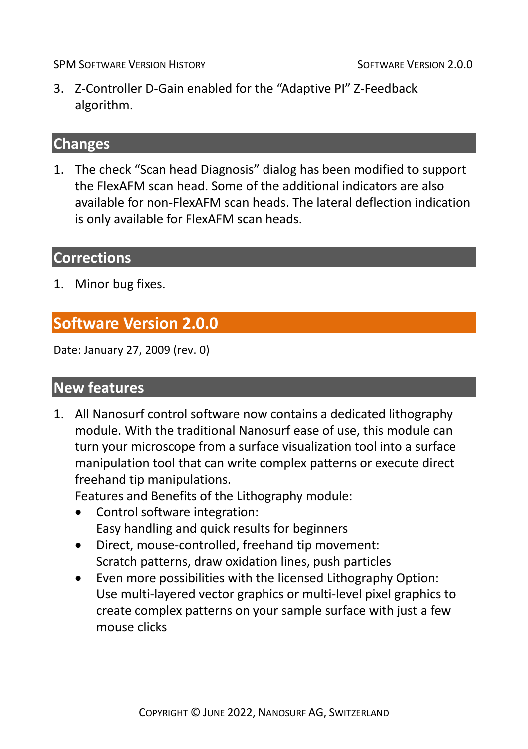3. Z-Controller D-Gain enabled for the “Adaptive PI” Z-Feedback algorithm.

### Changes

1. The check “Scan head Diagnosis” dialog has been modified to support the FlexAFM scan head. Some of the additional indicators are also available for non-FlexAFM scan heads. The lateral deflection indication is only available for FlexAFM scan heads.

### Corrections

1. Minor bug fixes.

## Software Version 2.0.0

Date: January 27, 2009 (rev. 0)

### New features

1. All Nanosurf control software now contains a dedicated lithography module. With the traditional Nanosurf ease of use, this module can turn your microscope from a surface visualization tool into a surface manipulation tool that can write complex patterns or execute direct freehand tip manipulations.
   Features and Benefits of the Lithography module:
   - Control software integration:
     Easy handling and quick results for beginners
   - Direct, mouse-controlled, freehand tip movement:
     Scratch patterns, draw oxidation lines, push particles
   - Even more possibilities with the licensed Lithography Option:
     Use multi-layered vector graphics or multi-level pixel graphics to create complex patterns on your sample surface with just a few mouse clicks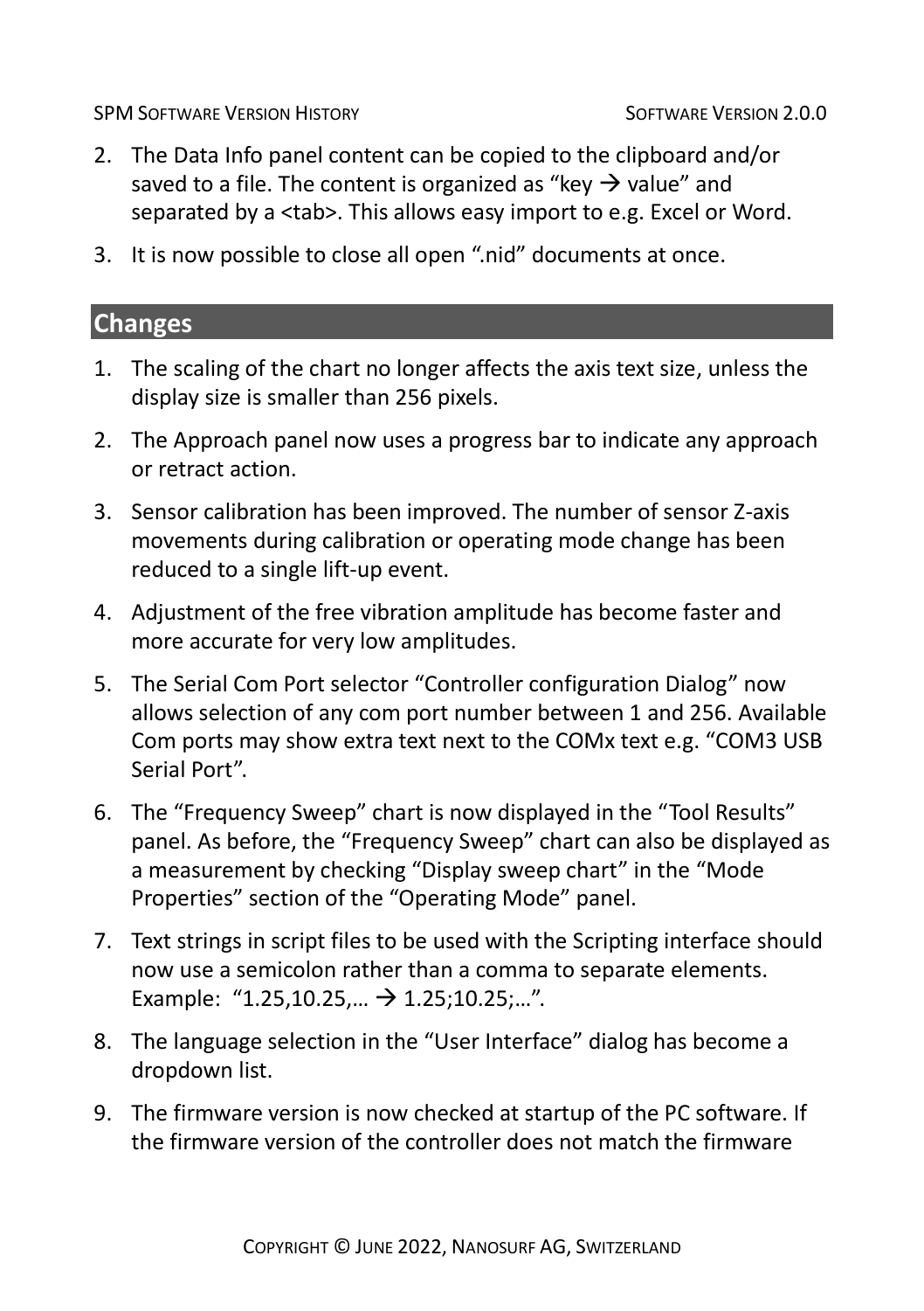2. The Data Info panel content can be copied to the clipboard and/or saved to a file. The content is organized as “key → value” and separated by a <tab>. This allows easy import to e.g. Excel or Word.
3. It is now possible to close all open “.nid” documents at once.

## Changes

1. The scaling of the chart no longer affects the axis text size, unless the display size is smaller than 256 pixels.
2. The Approach panel now uses a progress bar to indicate any approach or retract action.
3. Sensor calibration has been improved. The number of sensor Z-axis movements during calibration or operating mode change has been reduced to a single lift-up event.
4. Adjustment of the free vibration amplitude has become faster and more accurate for very low amplitudes.
5. The Serial Com Port selector “Controller configuration Dialog” now allows selection of any com port number between 1 and 256. Available Com ports may show extra text next to the COMx text e.g. “COM3 USB Serial Port”.
6. The “Frequency Sweep” chart is now displayed in the “Tool Results” panel. As before, the “Frequency Sweep” chart can also be displayed as a measurement by checking “Display sweep chart” in the “Mode Properties” section of the “Operating Mode” panel.
7. Text strings in script files to be used with the Scripting interface should now use a semicolon rather than a comma to separate elements. Example: “1.25,10.25,… → 1.25;10.25;…”.
8. The language selection in the “User Interface” dialog has become a dropdown list.
9. The firmware version is now checked at startup of the PC software. If the firmware version of the controller does not match the firmware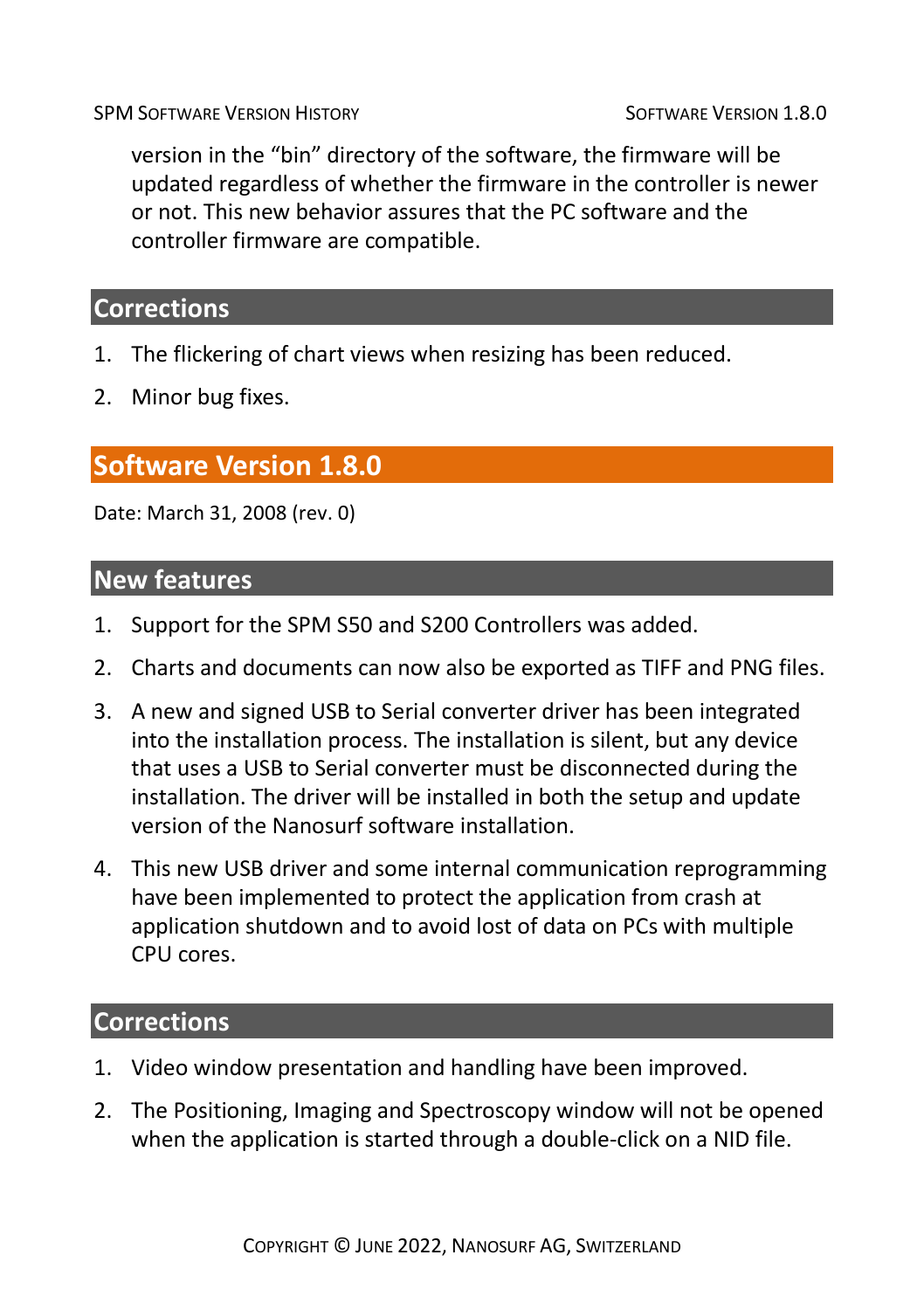version in the “bin” directory of the software, the firmware will be updated regardless of whether the firmware in the controller is newer or not. This new behavior assures that the PC software and the controller firmware are compatible.

### Corrections

1. The flickering of chart views when resizing has been reduced.
2. Minor bug fixes.

## Software Version 1.8.0

Date: March 31, 2008 (rev. 0)

### New features

1. Support for the SPM S50 and S200 Controllers was added.
2. Charts and documents can now also be exported as TIFF and PNG files.
3. A new and signed USB to Serial converter driver has been integrated into the installation process. The installation is silent, but any device that uses a USB to Serial converter must be disconnected during the installation. The driver will be installed in both the setup and update version of the Nanosurf software installation.
4. This new USB driver and some internal communication reprogramming have been implemented to protect the application from crash at application shutdown and to avoid lost of data on PCs with multiple CPU cores.

### Corrections

1. Video window presentation and handling have been improved.
2. The Positioning, Imaging and Spectroscopy window will not be opened when the application is started through a double-click on a NID file.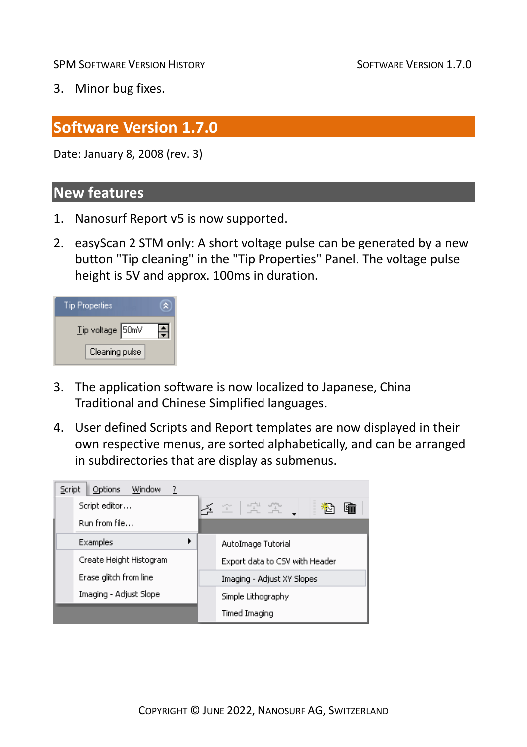3. Minor bug fixes.

# Software Version 1.7.0

Date: January 8, 2008 (rev. 3)

## New features

1. Nanosurf Report v5 is now supported.
2. easyScan 2 STM only: A short voltage pulse can be generated by a new button "Tip cleaning" in the "Tip Properties" Panel. The voltage pulse height is 5V and approx. 100ms in duration.
3. The application software is now localized to Japanese, China Traditional and Chinese Simplified languages.
4. User defined Scripts and Report templates are now displayed in their own respective menus, are sorted alphabetically, and can be arranged in subdirectories that are display as submenus.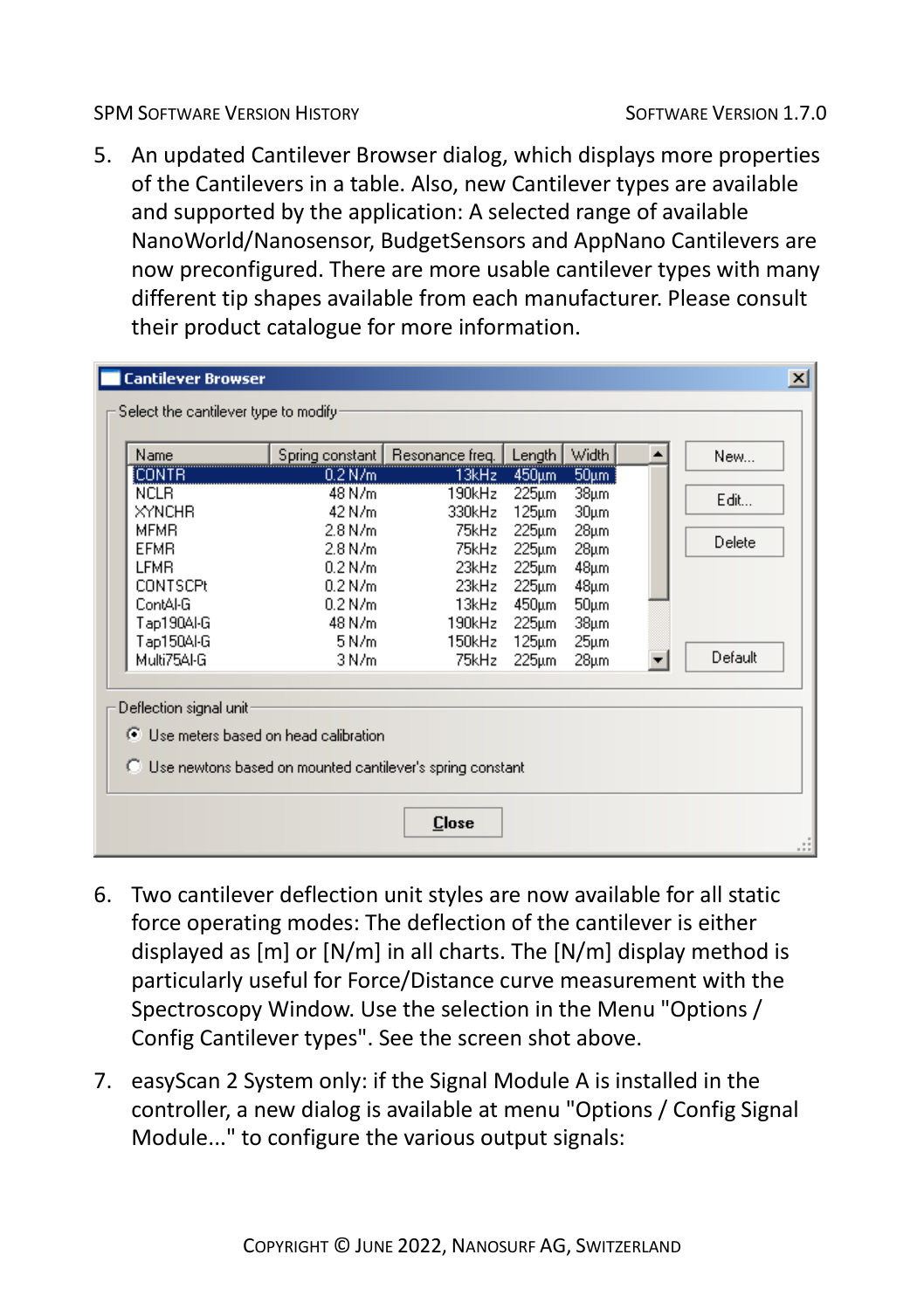5. An updated Cantilever Browser dialog, which displays more properties of the Cantilevers in a table. Also, new Cantilever types are available and supported by the application: A selected range of available NanoWorld/Nanosensor, BudgetSensors and AppNano Cantilevers are now preconfigured. There are more usable cantilever types with many different tip shapes available from each manufacturer. Please consult their product catalogue for more information.

**Cantilever Browser**

Select the cantilever type to modify

| Name | Spring constant | Resonance freq. | Length | Width |
|---|---|---|---|---|
| CONTR | 0.2 N/m | 13kHz | 450µm | 50µm |
| NCLR | 48 N/m | 190kHz | 225µm | 38µm |
| XYNCHR | 42 N/m | 330kHz | 125µm | 30µm |
| MFMR | 2.8 N/m | 75kHz | 225µm | 28µm |
| EFMR | 2.8 N/m | 75kHz | 225µm | 28µm |
| LFMR | 0.2 N/m | 23kHz | 225µm | 48µm |
| CONTSCPt | 0.2 N/m | 23kHz | 225µm | 48µm |
| ContAl-G | 0.2 N/m | 13kHz | 450µm | 50µm |
| Tap190Al-G | 48 N/m | 190kHz | 225µm | 38µm |
| Tap150Al-G | 5 N/m | 150kHz | 125µm | 25µm |
| Multi75Al-G | 3 N/m | 75kHz | 225µm | 28µm |

New... | Edit... | Delete | Default

Deflection signal unit

- (•) Use meters based on head calibration
- ( ) Use newtons based on mounted cantilever's spring constant

Close

6. Two cantilever deflection unit styles are now available for all static force operating modes: The deflection of the cantilever is either displayed as [m] or [N/m] in all charts. The [N/m] display method is particularly useful for Force/Distance curve measurement with the Spectroscopy Window. Use the selection in the Menu "Options / Config Cantilever types". See the screen shot above.

7. easyScan 2 System only: if the Signal Module A is installed in the controller, a new dialog is available at menu "Options / Config Signal Module..." to configure the various output signals: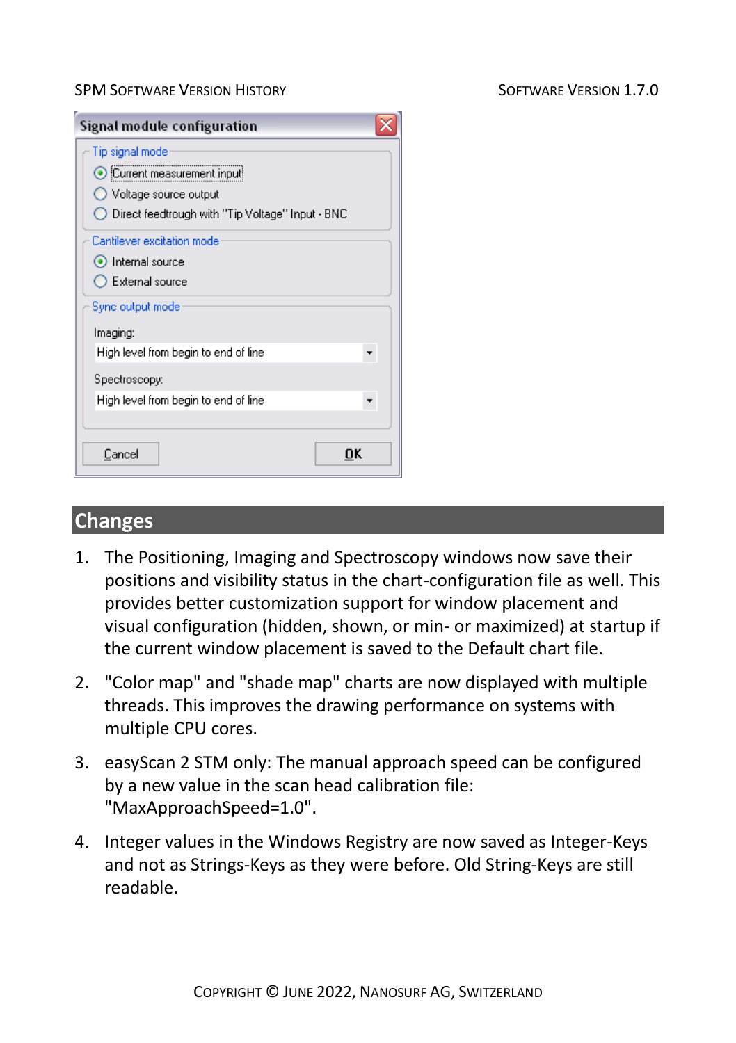## Changes

1. The Positioning, Imaging and Spectroscopy windows now save their positions and visibility status in the chart-configuration file as well. This provides better customization support for window placement and visual configuration (hidden, shown, or min- or maximized) at startup if the current window placement is saved to the Default chart file.
2. "Color map" and "shade map" charts are now displayed with multiple threads. This improves the drawing performance on systems with multiple CPU cores.
3. easyScan 2 STM only: The manual approach speed can be configured by a new value in the scan head calibration file: "MaxApproachSpeed=1.0".
4. Integer values in the Windows Registry are now saved as Integer-Keys and not as Strings-Keys as they were before. Old String-Keys are still readable.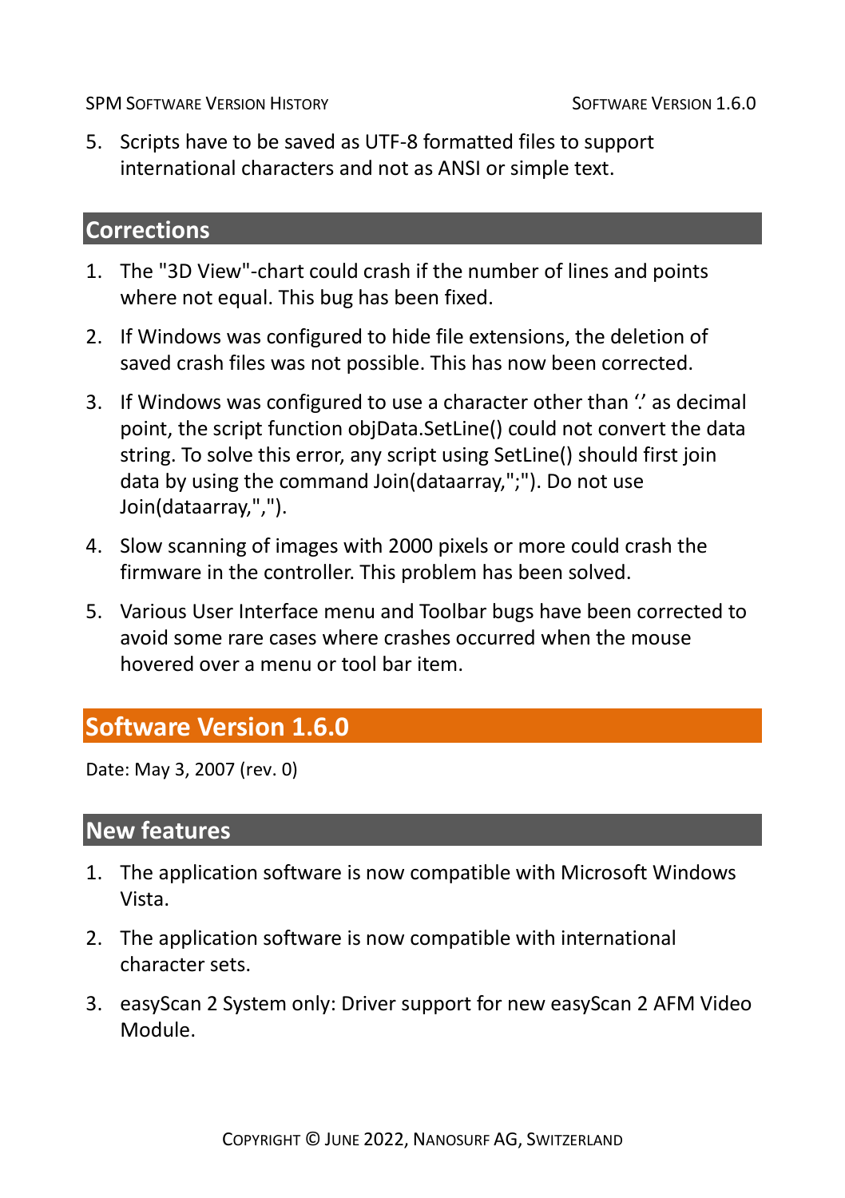5. Scripts have to be saved as UTF-8 formatted files to support international characters and not as ANSI or simple text.

## Corrections

1. The "3D View"-chart could crash if the number of lines and points where not equal. This bug has been fixed.
2. If Windows was configured to hide file extensions, the deletion of saved crash files was not possible. This has now been corrected.
3. If Windows was configured to use a character other than '.' as decimal point, the script function objData.SetLine() could not convert the data string. To solve this error, any script using SetLine() should first join data by using the command Join(dataarray,";"). Do not use Join(dataarray,",").
4. Slow scanning of images with 2000 pixels or more could crash the firmware in the controller. This problem has been solved.
5. Various User Interface menu and Toolbar bugs have been corrected to avoid some rare cases where crashes occurred when the mouse hovered over a menu or tool bar item.

# Software Version 1.6.0

Date: May 3, 2007 (rev. 0)

## New features

1. The application software is now compatible with Microsoft Windows Vista.
2. The application software is now compatible with international character sets.
3. easyScan 2 System only: Driver support for new easyScan 2 AFM Video Module.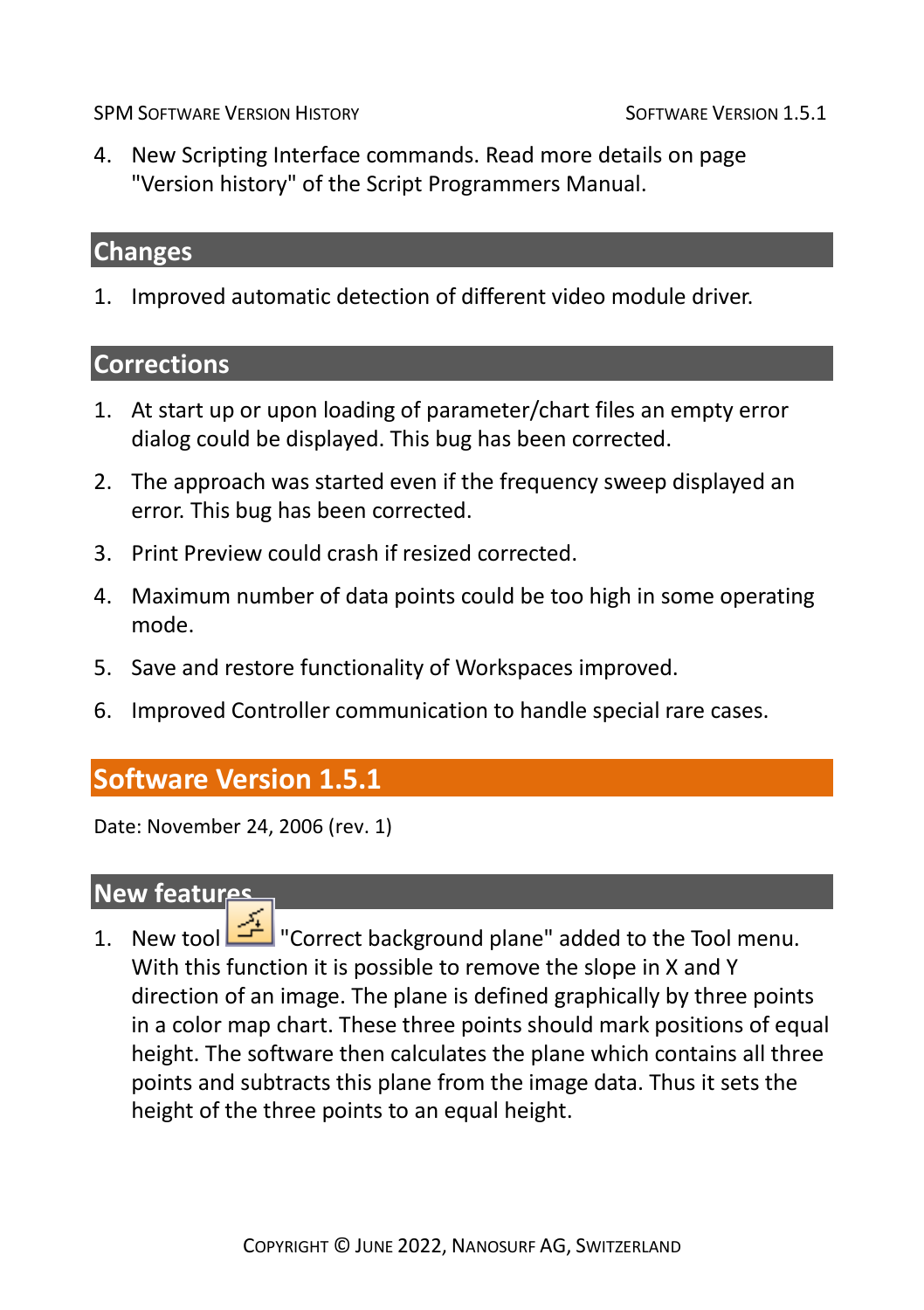4. New Scripting Interface commands. Read more details on page "Version history" of the Script Programmers Manual.

## Changes

1. Improved automatic detection of different video module driver.

## Corrections

1. At start up or upon loading of parameter/chart files an empty error dialog could be displayed. This bug has been corrected.
2. The approach was started even if the frequency sweep displayed an error. This bug has been corrected.
3. Print Preview could crash if resized corrected.
4. Maximum number of data points could be too high in some operating mode.
5. Save and restore functionality of Workspaces improved.
6. Improved Controller communication to handle special rare cases.

# Software Version 1.5.1

Date: November 24, 2006 (rev. 1)

## New features

1. New tool "Correct background plane" added to the Tool menu. With this function it is possible to remove the slope in X and Y direction of an image. The plane is defined graphically by three points in a color map chart. These three points should mark positions of equal height. The software then calculates the plane which contains all three points and subtracts this plane from the image data. Thus it sets the height of the three points to an equal height.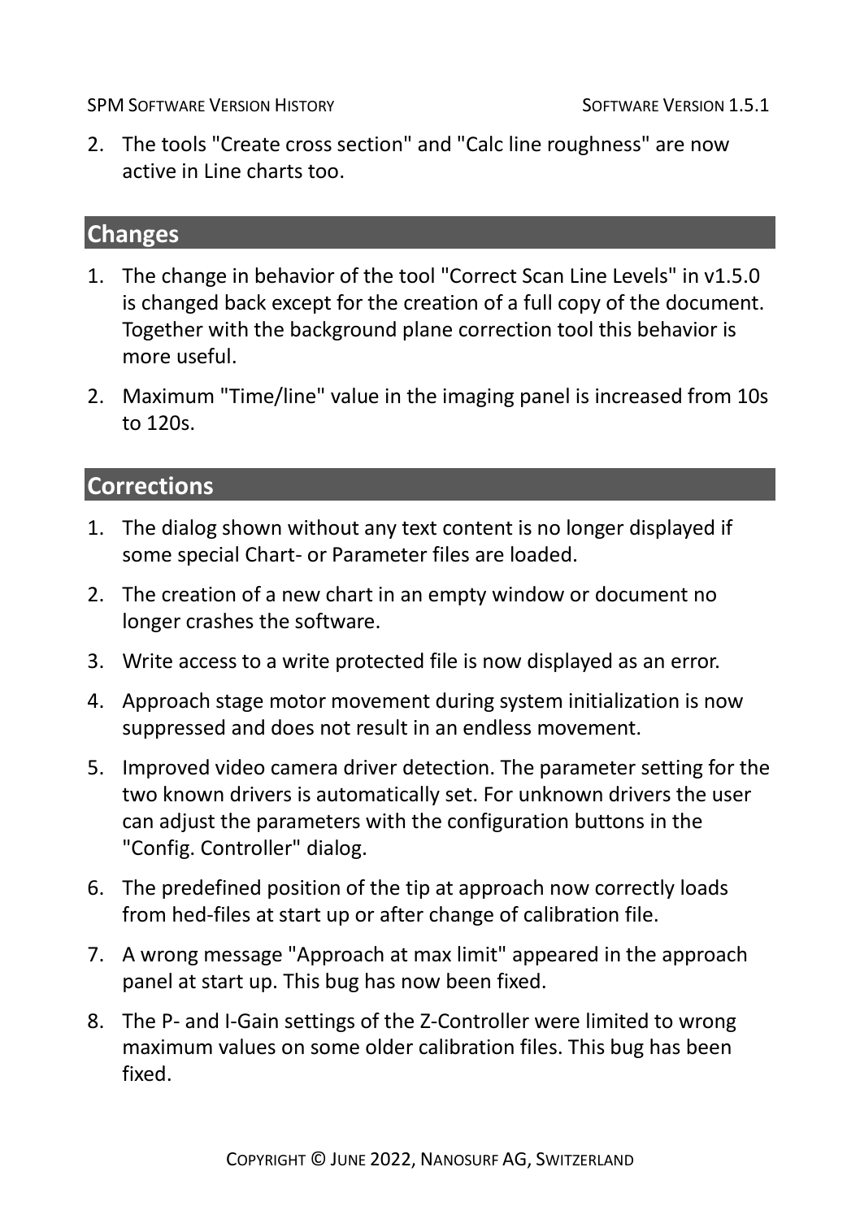2. The tools "Create cross section" and "Calc line roughness" are now active in Line charts too.

## Changes

1. The change in behavior of the tool "Correct Scan Line Levels" in v1.5.0 is changed back except for the creation of a full copy of the document. Together with the background plane correction tool this behavior is more useful.
2. Maximum "Time/line" value in the imaging panel is increased from 10s to 120s.

## Corrections

1. The dialog shown without any text content is no longer displayed if some special Chart- or Parameter files are loaded.
2. The creation of a new chart in an empty window or document no longer crashes the software.
3. Write access to a write protected file is now displayed as an error.
4. Approach stage motor movement during system initialization is now suppressed and does not result in an endless movement.
5. Improved video camera driver detection. The parameter setting for the two known drivers is automatically set. For unknown drivers the user can adjust the parameters with the configuration buttons in the "Config. Controller" dialog.
6. The predefined position of the tip at approach now correctly loads from hed-files at start up or after change of calibration file.
7. A wrong message "Approach at max limit" appeared in the approach panel at start up. This bug has now been fixed.
8. The P- and I-Gain settings of the Z-Controller were limited to wrong maximum values on some older calibration files. This bug has been fixed.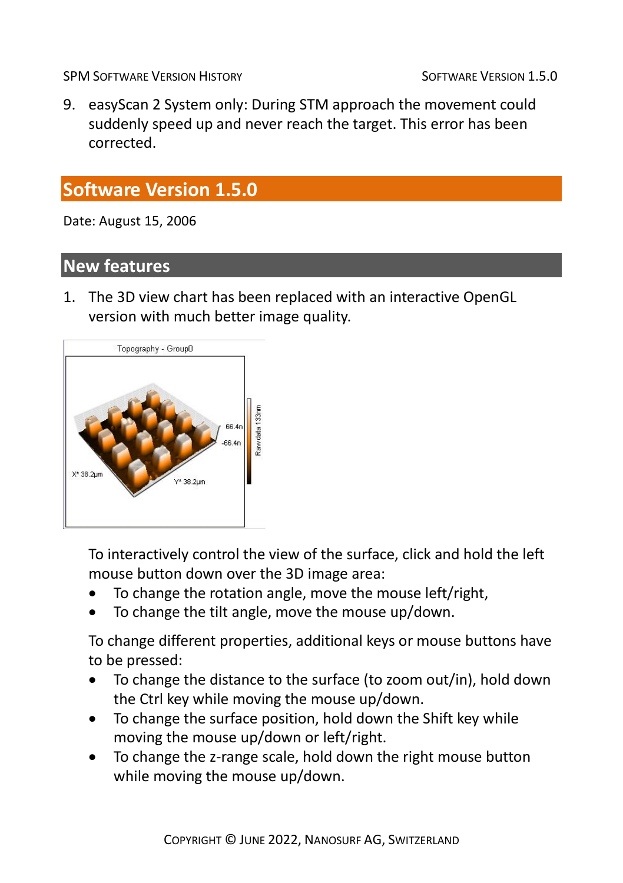9. easyScan 2 System only: During STM approach the movement could suddenly speed up and never reach the target. This error has been corrected.

## Software Version 1.5.0

Date: August 15, 2006

### New features

1. The 3D view chart has been replaced with an interactive OpenGL version with much better image quality.

   To interactively control the view of the surface, click and hold the left mouse button down over the 3D image area:

   - To change the rotation angle, move the mouse left/right,
   - To change the tilt angle, move the mouse up/down.

   To change different properties, additional keys or mouse buttons have to be pressed:

   - To change the distance to the surface (to zoom out/in), hold down the Ctrl key while moving the mouse up/down.
   - To change the surface position, hold down the Shift key while moving the mouse up/down or left/right.
   - To change the z-range scale, hold down the right mouse button while moving the mouse up/down.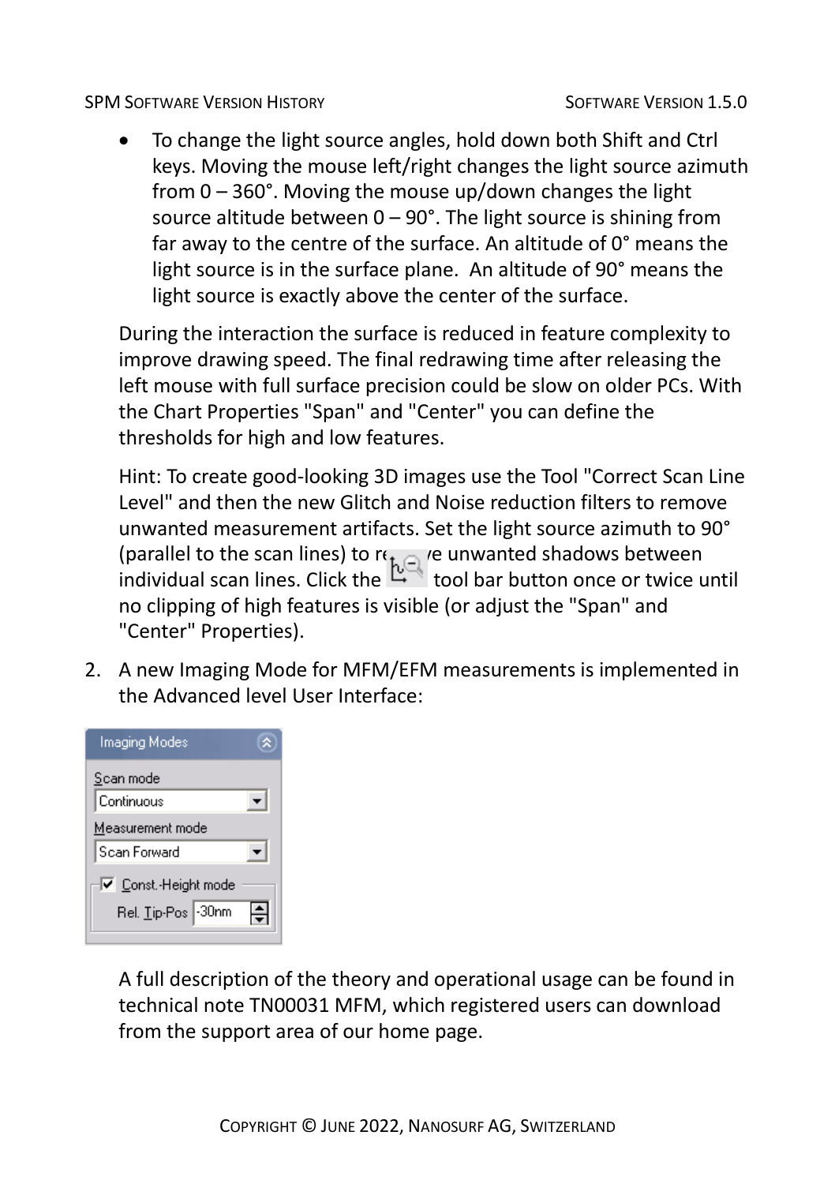- To change the light source angles, hold down both Shift and Ctrl keys. Moving the mouse left/right changes the light source azimuth from 0 – 360°. Moving the mouse up/down changes the light source altitude between 0 – 90°. The light source is shining from far away to the centre of the surface. An altitude of 0° means the light source is in the surface plane. An altitude of 90° means the light source is exactly above the center of the surface.

During the interaction the surface is reduced in feature complexity to improve drawing speed. The final redrawing time after releasing the left mouse with full surface precision could be slow on older PCs. With the Chart Properties "Span" and "Center" you can define the thresholds for high and low features.

Hint: To create good-looking 3D images use the Tool "Correct Scan Line Level" and then the new Glitch and Noise reduction filters to remove unwanted measurement artifacts. Set the light source azimuth to 90° (parallel to the scan lines) to remove unwanted shadows between individual scan lines. Click the tool bar button once or twice until no clipping of high features is visible (or adjust the "Span" and "Center" Properties).

2. A new Imaging Mode for MFM/EFM measurements is implemented in the Advanced level User Interface:

Imaging Modes

Scan mode: Continuous

Measurement mode: Scan Forward

☑ Const.-Height mode

Rel. Tip-Pos: -30nm

A full description of the theory and operational usage can be found in technical note TN00031 MFM, which registered users can download from the support area of our home page.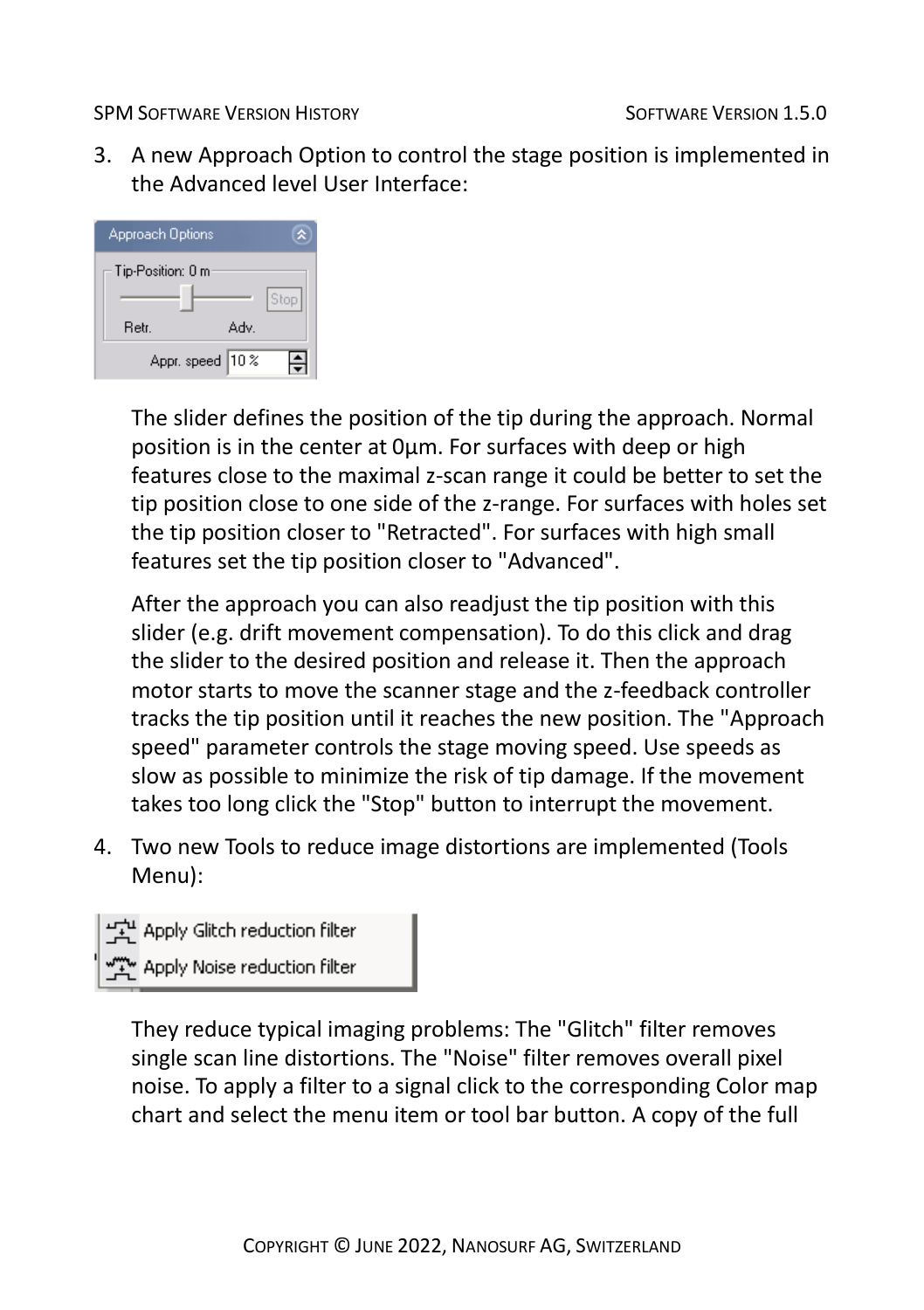3. A new Approach Option to control the stage position is implemented in the Advanced level User Interface:

   The slider defines the position of the tip during the approach. Normal position is in the center at 0µm. For surfaces with deep or high features close to the maximal z-scan range it could be better to set the tip position close to one side of the z-range. For surfaces with holes set the tip position closer to "Retracted". For surfaces with high small features set the tip position closer to "Advanced".

   After the approach you can also readjust the tip position with this slider (e.g. drift movement compensation). To do this click and drag the slider to the desired position and release it. Then the approach motor starts to move the scanner stage and the z-feedback controller tracks the tip position until it reaches the new position. The "Approach speed" parameter controls the stage moving speed. Use speeds as slow as possible to minimize the risk of tip damage. If the movement takes too long click the "Stop" button to interrupt the movement.

4. Two new Tools to reduce image distortions are implemented (Tools Menu):

   They reduce typical imaging problems: The "Glitch" filter removes single scan line distortions. The "Noise" filter removes overall pixel noise. To apply a filter to a signal click to the corresponding Color map chart and select the menu item or tool bar button. A copy of the full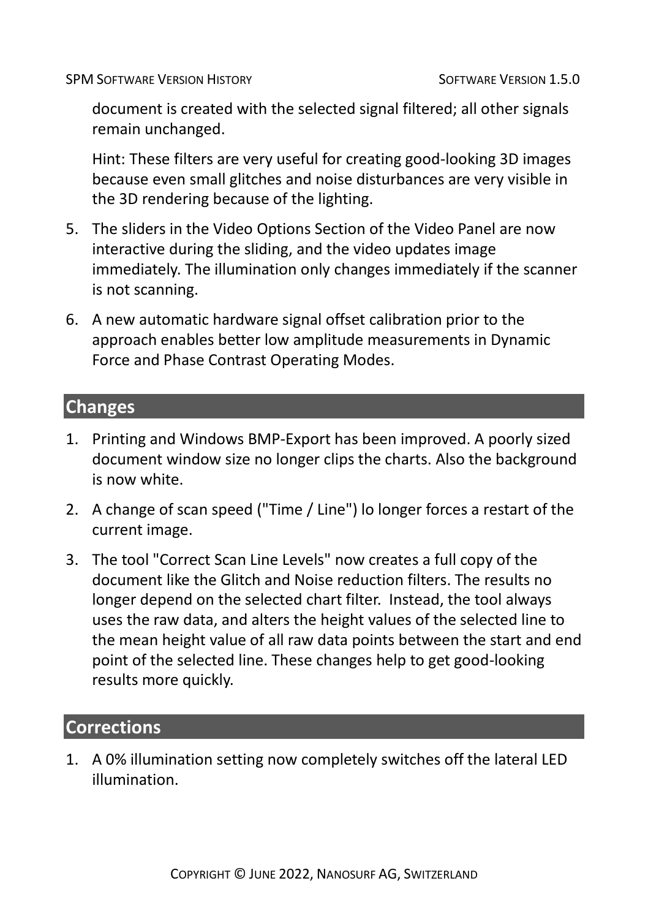document is created with the selected signal filtered; all other signals remain unchanged.

Hint: These filters are very useful for creating good-looking 3D images because even small glitches and noise disturbances are very visible in the 3D rendering because of the lighting.

5. The sliders in the Video Options Section of the Video Panel are now interactive during the sliding, and the video updates image immediately. The illumination only changes immediately if the scanner is not scanning.

6. A new automatic hardware signal offset calibration prior to the approach enables better low amplitude measurements in Dynamic Force and Phase Contrast Operating Modes.

## Changes

1. Printing and Windows BMP-Export has been improved. A poorly sized document window size no longer clips the charts. Also the background is now white.

2. A change of scan speed ("Time / Line") lo longer forces a restart of the current image.

3. The tool "Correct Scan Line Levels" now creates a full copy of the document like the Glitch and Noise reduction filters. The results no longer depend on the selected chart filter. Instead, the tool always uses the raw data, and alters the height values of the selected line to the mean height value of all raw data points between the start and end point of the selected line. These changes help to get good-looking results more quickly.

## Corrections

1. A 0% illumination setting now completely switches off the lateral LED illumination.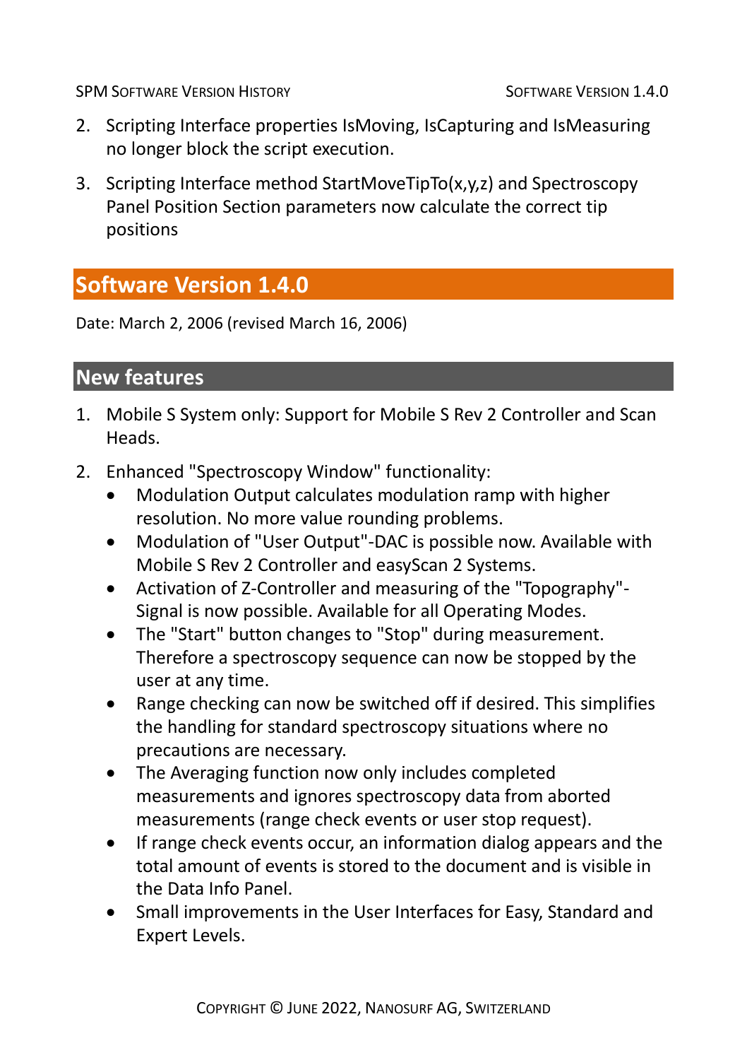2. Scripting Interface properties IsMoving, IsCapturing and IsMeasuring no longer block the script execution.

3. Scripting Interface method StartMoveTipTo(x,y,z) and Spectroscopy Panel Position Section parameters now calculate the correct tip positions

## Software Version 1.4.0

Date: March 2, 2006 (revised March 16, 2006)

### New features

1. Mobile S System only: Support for Mobile S Rev 2 Controller and Scan Heads.

2. Enhanced "Spectroscopy Window" functionality:
   - Modulation Output calculates modulation ramp with higher resolution. No more value rounding problems.
   - Modulation of "User Output"-DAC is possible now. Available with Mobile S Rev 2 Controller and easyScan 2 Systems.
   - Activation of Z-Controller and measuring of the "Topography"-Signal is now possible. Available for all Operating Modes.
   - The "Start" button changes to "Stop" during measurement. Therefore a spectroscopy sequence can now be stopped by the user at any time.
   - Range checking can now be switched off if desired. This simplifies the handling for standard spectroscopy situations where no precautions are necessary.
   - The Averaging function now only includes completed measurements and ignores spectroscopy data from aborted measurements (range check events or user stop request).
   - If range check events occur, an information dialog appears and the total amount of events is stored to the document and is visible in the Data Info Panel.
   - Small improvements in the User Interfaces for Easy, Standard and Expert Levels.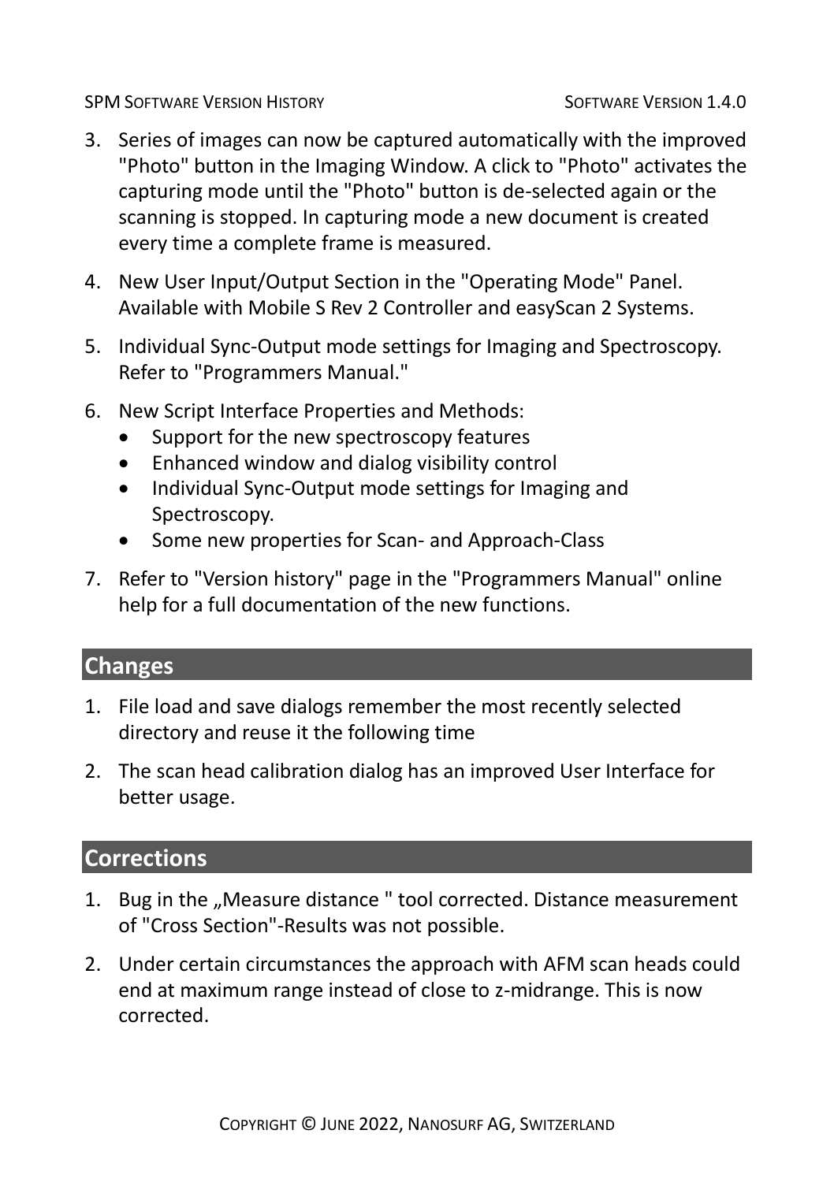3. Series of images can now be captured automatically with the improved "Photo" button in the Imaging Window. A click to "Photo" activates the capturing mode until the "Photo" button is de-selected again or the scanning is stopped. In capturing mode a new document is created every time a complete frame is measured.

4. New User Input/Output Section in the "Operating Mode" Panel. Available with Mobile S Rev 2 Controller and easyScan 2 Systems.

5. Individual Sync-Output mode settings for Imaging and Spectroscopy. Refer to "Programmers Manual."

6. New Script Interface Properties and Methods:
   - Support for the new spectroscopy features
   - Enhanced window and dialog visibility control
   - Individual Sync-Output mode settings for Imaging and Spectroscopy.
   - Some new properties for Scan- and Approach-Class

7. Refer to "Version history" page in the "Programmers Manual" online help for a full documentation of the new functions.

## Changes

1. File load and save dialogs remember the most recently selected directory and reuse it the following time

2. The scan head calibration dialog has an improved User Interface for better usage.

## Corrections

1. Bug in the „Measure distance " tool corrected. Distance measurement of "Cross Section"-Results was not possible.

2. Under certain circumstances the approach with AFM scan heads could end at maximum range instead of close to z-midrange. This is now corrected.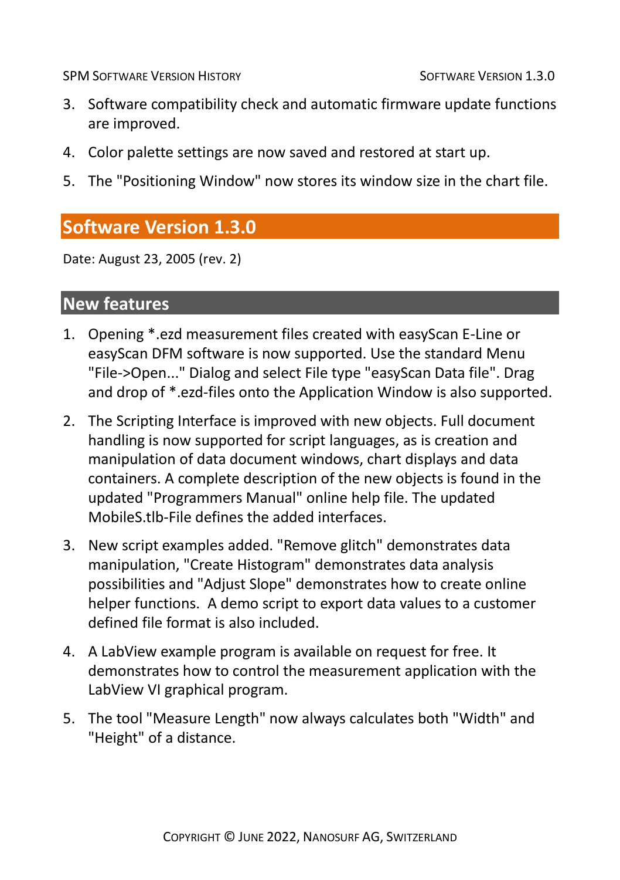3. Software compatibility check and automatic firmware update functions are improved.

4. Color palette settings are now saved and restored at start up.

5. The "Positioning Window" now stores its window size in the chart file.

## Software Version 1.3.0

Date: August 23, 2005 (rev. 2)

### New features

1. Opening *.ezd measurement files created with easyScan E-Line or easyScan DFM software is now supported. Use the standard Menu "File->Open..." Dialog and select File type "easyScan Data file". Drag and drop of *.ezd-files onto the Application Window is also supported.

2. The Scripting Interface is improved with new objects. Full document handling is now supported for script languages, as is creation and manipulation of data document windows, chart displays and data containers. A complete description of the new objects is found in the updated "Programmers Manual" online help file. The updated MobileS.tlb-File defines the added interfaces.

3. New script examples added. "Remove glitch" demonstrates data manipulation, "Create Histogram" demonstrates data analysis possibilities and "Adjust Slope" demonstrates how to create online helper functions. A demo script to export data values to a customer defined file format is also included.

4. A LabView example program is available on request for free. It demonstrates how to control the measurement application with the LabView VI graphical program.

5. The tool "Measure Length" now always calculates both "Width" and "Height" of a distance.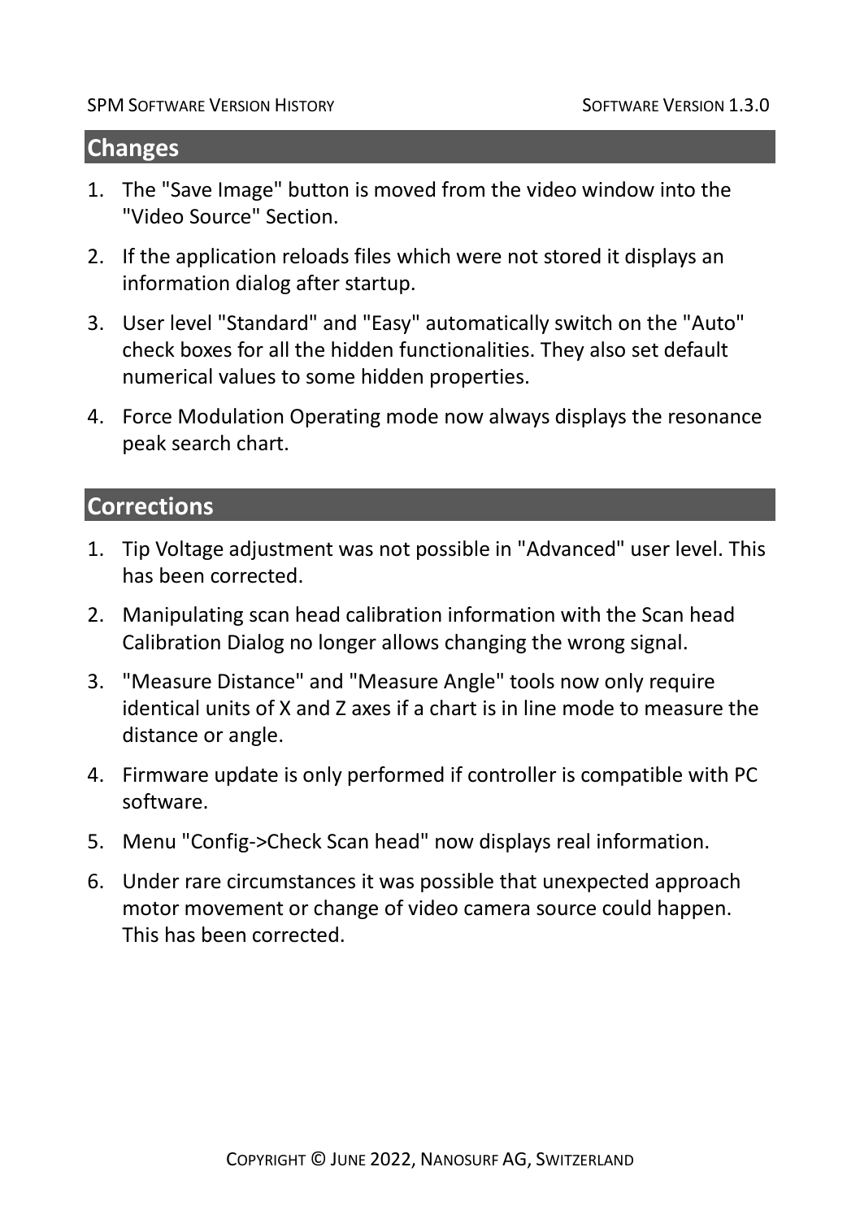## Changes

1. The "Save Image" button is moved from the video window into the "Video Source" Section.
2. If the application reloads files which were not stored it displays an information dialog after startup.
3. User level "Standard" and "Easy" automatically switch on the "Auto" check boxes for all the hidden functionalities. They also set default numerical values to some hidden properties.
4. Force Modulation Operating mode now always displays the resonance peak search chart.

## Corrections

1. Tip Voltage adjustment was not possible in "Advanced" user level. This has been corrected.
2. Manipulating scan head calibration information with the Scan head Calibration Dialog no longer allows changing the wrong signal.
3. "Measure Distance" and "Measure Angle" tools now only require identical units of X and Z axes if a chart is in line mode to measure the distance or angle.
4. Firmware update is only performed if controller is compatible with PC software.
5. Menu "Config->Check Scan head" now displays real information.
6. Under rare circumstances it was possible that unexpected approach motor movement or change of video camera source could happen. This has been corrected.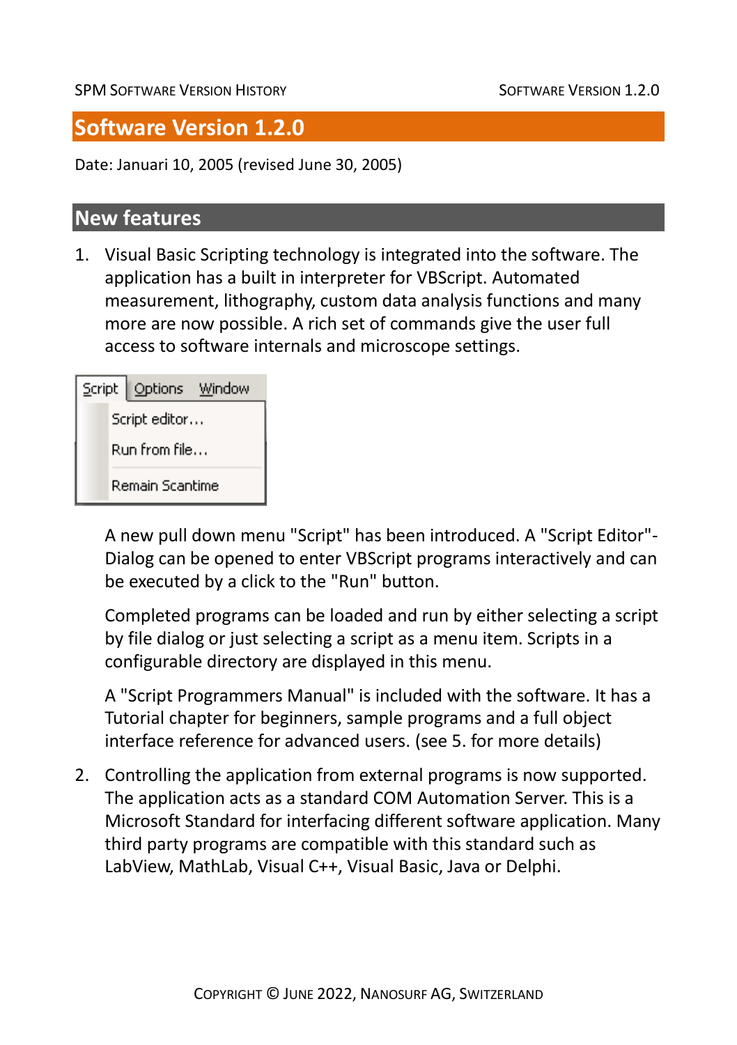# Software Version 1.2.0

Date: Januari 10, 2005 (revised June 30, 2005)

## New features

1. Visual Basic Scripting technology is integrated into the software. The application has a built in interpreter for VBScript. Automated measurement, lithography, custom data analysis functions and many more are now possible. A rich set of commands give the user full access to software internals and microscope settings.

   A new pull down menu "Script" has been introduced. A "Script Editor"-Dialog can be opened to enter VBScript programs interactively and can be executed by a click to the "Run" button.

   Completed programs can be loaded and run by either selecting a script by file dialog or just selecting a script as a menu item. Scripts in a configurable directory are displayed in this menu.

   A "Script Programmers Manual" is included with the software. It has a Tutorial chapter for beginners, sample programs and a full object interface reference for advanced users. (see 5. for more details)

2. Controlling the application from external programs is now supported. The application acts as a standard COM Automation Server. This is a Microsoft Standard for interfacing different software application. Many third party programs are compatible with this standard such as LabView, MathLab, Visual C++, Visual Basic, Java or Delphi.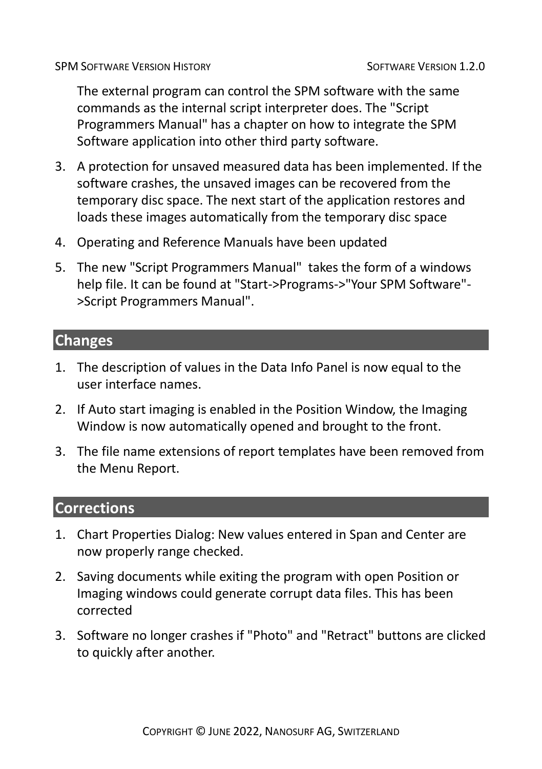The external program can control the SPM software with the same commands as the internal script interpreter does. The "Script Programmers Manual" has a chapter on how to integrate the SPM Software application into other third party software.

3. A protection for unsaved measured data has been implemented. If the software crashes, the unsaved images can be recovered from the temporary disc space. The next start of the application restores and loads these images automatically from the temporary disc space
4. Operating and Reference Manuals have been updated
5. The new "Script Programmers Manual"  takes the form of a windows help file. It can be found at "Start->Programs->"Your SPM Software"->Script Programmers Manual".

## Changes

1. The description of values in the Data Info Panel is now equal to the user interface names.
2. If Auto start imaging is enabled in the Position Window, the Imaging Window is now automatically opened and brought to the front.
3. The file name extensions of report templates have been removed from the Menu Report.

## Corrections

1. Chart Properties Dialog: New values entered in Span and Center are now properly range checked.
2. Saving documents while exiting the program with open Position or Imaging windows could generate corrupt data files. This has been corrected
3. Software no longer crashes if "Photo" and "Retract" buttons are clicked to quickly after another.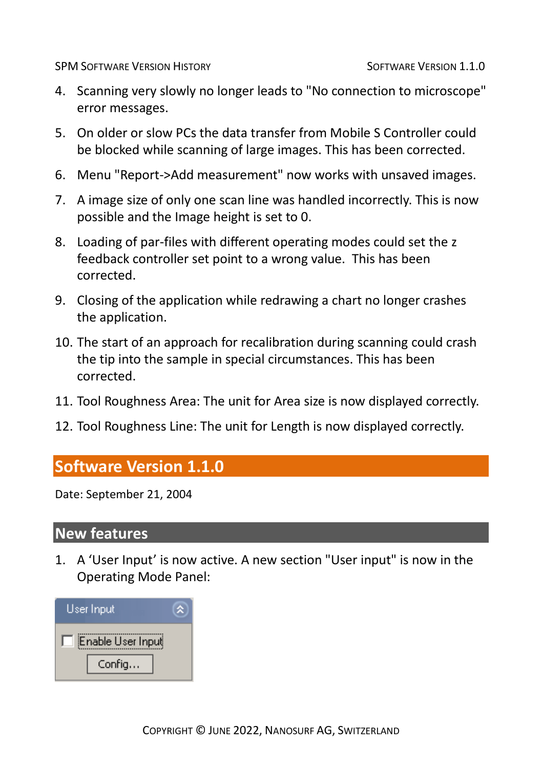4. Scanning very slowly no longer leads to "No connection to microscope" error messages.

5. On older or slow PCs the data transfer from Mobile S Controller could be blocked while scanning of large images. This has been corrected.

6. Menu "Report->Add measurement" now works with unsaved images.

7. A image size of only one scan line was handled incorrectly. This is now possible and the Image height is set to 0.

8. Loading of par-files with different operating modes could set the z feedback controller set point to a wrong value.  This has been corrected.

9. Closing of the application while redrawing a chart no longer crashes the application.

10. The start of an approach for recalibration during scanning could crash the tip into the sample in special circumstances. This has been corrected.

11. Tool Roughness Area: The unit for Area size is now displayed correctly.

12. Tool Roughness Line: The unit for Length is now displayed correctly.

## Software Version 1.1.0

Date: September 21, 2004

### New features

1. A ‘User Input’ is now active. A new section "User input" is now in the Operating Mode Panel:

User Input

Enable User Input

Config...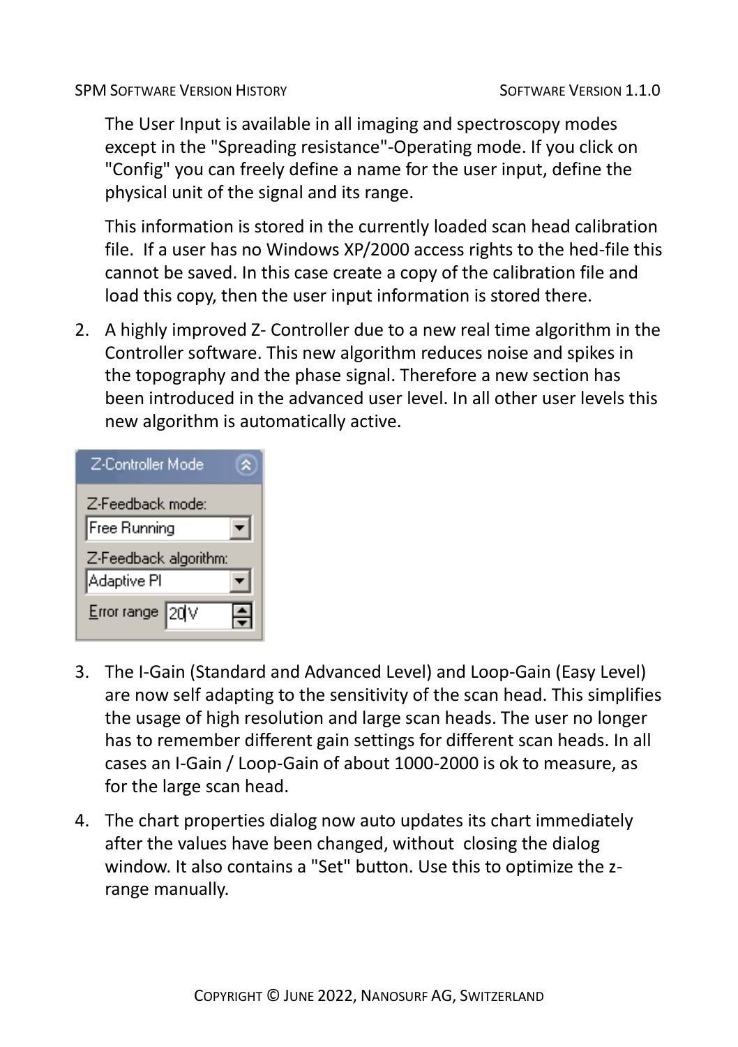The User Input is available in all imaging and spectroscopy modes except in the "Spreading resistance"-Operating mode. If you click on "Config" you can freely define a name for the user input, define the physical unit of the signal and its range.

This information is stored in the currently loaded scan head calibration file. If a user has no Windows XP/2000 access rights to the hed-file this cannot be saved. In this case create a copy of the calibration file and load this copy, then the user input information is stored there.

2. A highly improved Z- Controller due to a new real time algorithm in the Controller software. This new algorithm reduces noise and spikes in the topography and the phase signal. Therefore a new section has been introduced in the advanced user level. In all other user levels this new algorithm is automatically active.

Z-Controller Mode

Z-Feedback mode: Free Running

Z-Feedback algorithm: Adaptive PI

Error range 20 V

3. The I-Gain (Standard and Advanced Level) and Loop-Gain (Easy Level) are now self adapting to the sensitivity of the scan head. This simplifies the usage of high resolution and large scan heads. The user no longer has to remember different gain settings for different scan heads. In all cases an I-Gain / Loop-Gain of about 1000-2000 is ok to measure, as for the large scan head.
4. The chart properties dialog now auto updates its chart immediately after the values have been changed, without closing the dialog window. It also contains a "Set" button. Use this to optimize the z-range manually.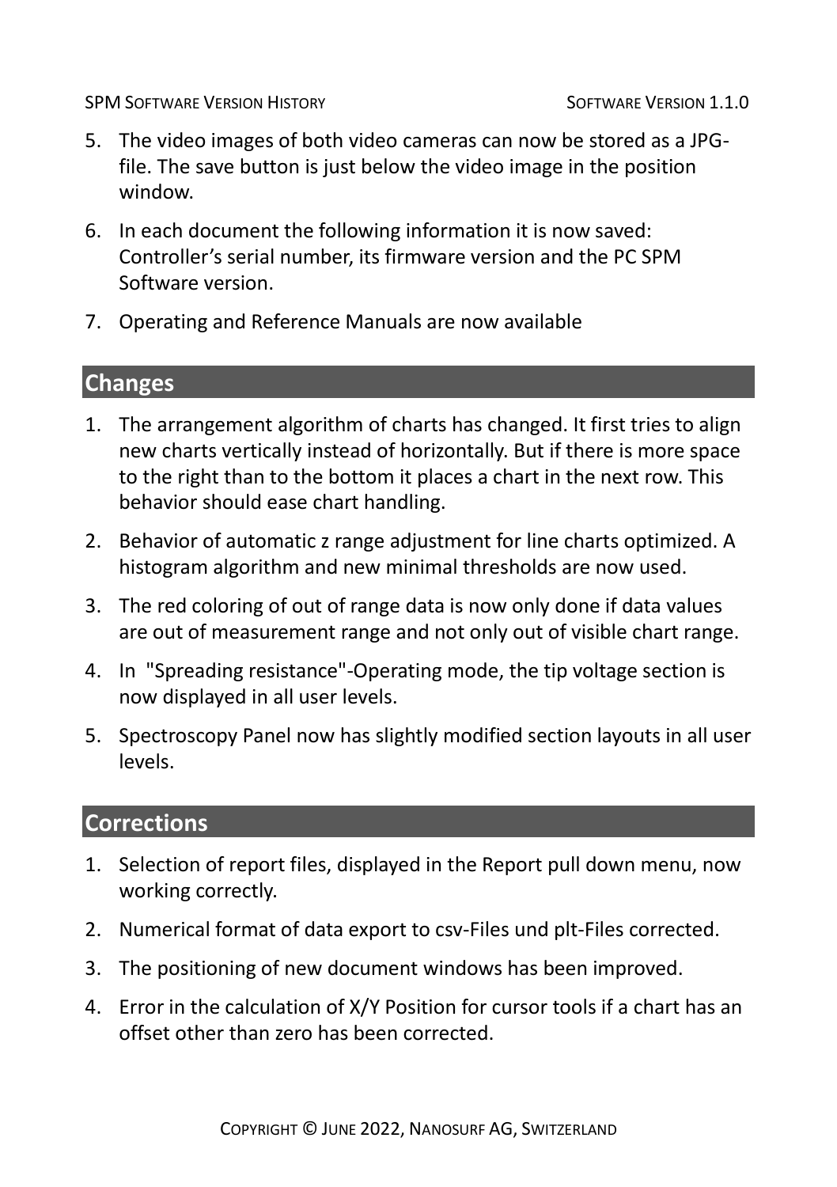5. The video images of both video cameras can now be stored as a JPG-file. The save button is just below the video image in the position window.
6. In each document the following information it is now saved: Controller's serial number, its firmware version and the PC SPM Software version.
7. Operating and Reference Manuals are now available

## Changes

1. The arrangement algorithm of charts has changed. It first tries to align new charts vertically instead of horizontally. But if there is more space to the right than to the bottom it places a chart in the next row. This behavior should ease chart handling.
2. Behavior of automatic z range adjustment for line charts optimized. A histogram algorithm and new minimal thresholds are now used.
3. The red coloring of out of range data is now only done if data values are out of measurement range and not only out of visible chart range.
4. In "Spreading resistance"-Operating mode, the tip voltage section is now displayed in all user levels.
5. Spectroscopy Panel now has slightly modified section layouts in all user levels.

## Corrections

1. Selection of report files, displayed in the Report pull down menu, now working correctly.
2. Numerical format of data export to csv-Files und plt-Files corrected.
3. The positioning of new document windows has been improved.
4. Error in the calculation of X/Y Position for cursor tools if a chart has an offset other than zero has been corrected.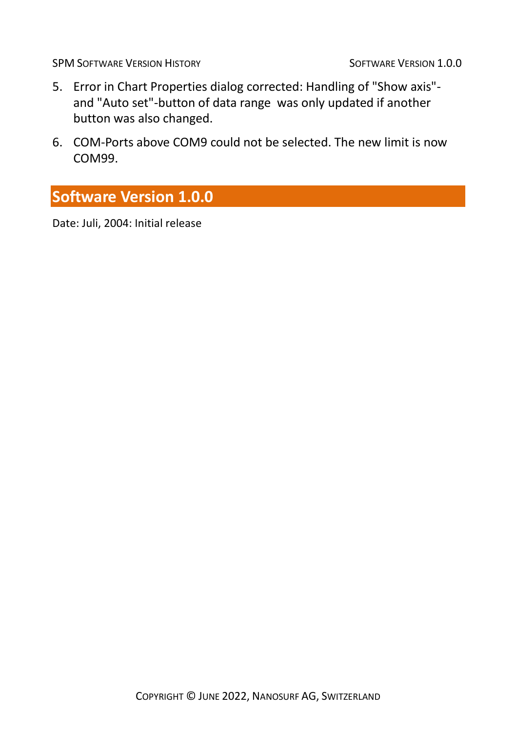5. Error in Chart Properties dialog corrected: Handling of "Show axis"- and "Auto set"-button of data range  was only updated if another button was also changed.

6. COM-Ports above COM9 could not be selected. The new limit is now COM99.

## Software Version 1.0.0

Date: Juli, 2004: Initial release